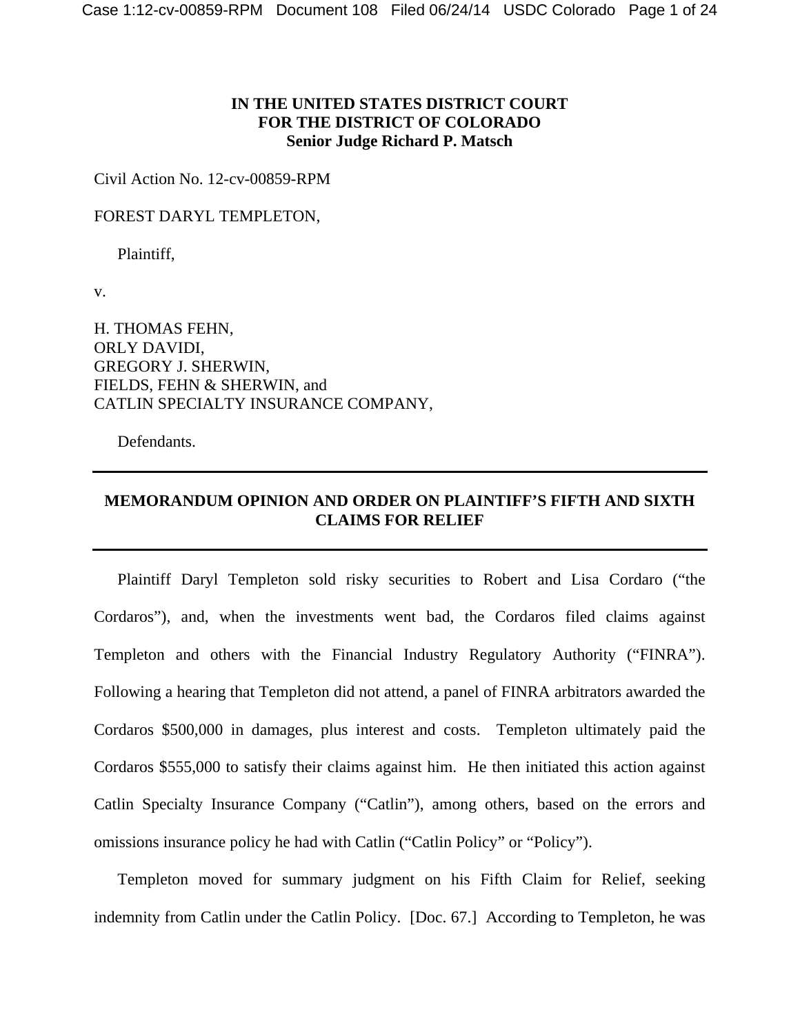**IN THE UNITED STATES DISTRICT COURT**
**FOR THE DISTRICT OF COLORADO**
**Senior Judge Richard P. Matsch**

Civil Action No. 12-cv-00859-RPM

FOREST DARYL TEMPLETON,

Plaintiff,

v.

H. THOMAS FEHN,
ORLY DAVIDI,
GREGORY J. SHERWIN,
FIELDS, FEHN & SHERWIN, and
CATLIN SPECIALTY INSURANCE COMPANY,

Defendants.

---

**MEMORANDUM OPINION AND ORDER ON PLAINTIFF'S FIFTH AND SIXTH CLAIMS FOR RELIEF**

---

Plaintiff Daryl Templeton sold risky securities to Robert and Lisa Cordaro ("the Cordaros"), and, when the investments went bad, the Cordaros filed claims against Templeton and others with the Financial Industry Regulatory Authority ("FINRA"). Following a hearing that Templeton did not attend, a panel of FINRA arbitrators awarded the Cordaros $500,000 in damages, plus interest and costs. Templeton ultimately paid the Cordaros $555,000 to satisfy their claims against him. He then initiated this action against Catlin Specialty Insurance Company ("Catlin"), among others, based on the errors and omissions insurance policy he had with Catlin ("Catlin Policy" or "Policy").

Templeton moved for summary judgment on his Fifth Claim for Relief, seeking indemnity from Catlin under the Catlin Policy. [Doc. 67.] According to Templeton, he was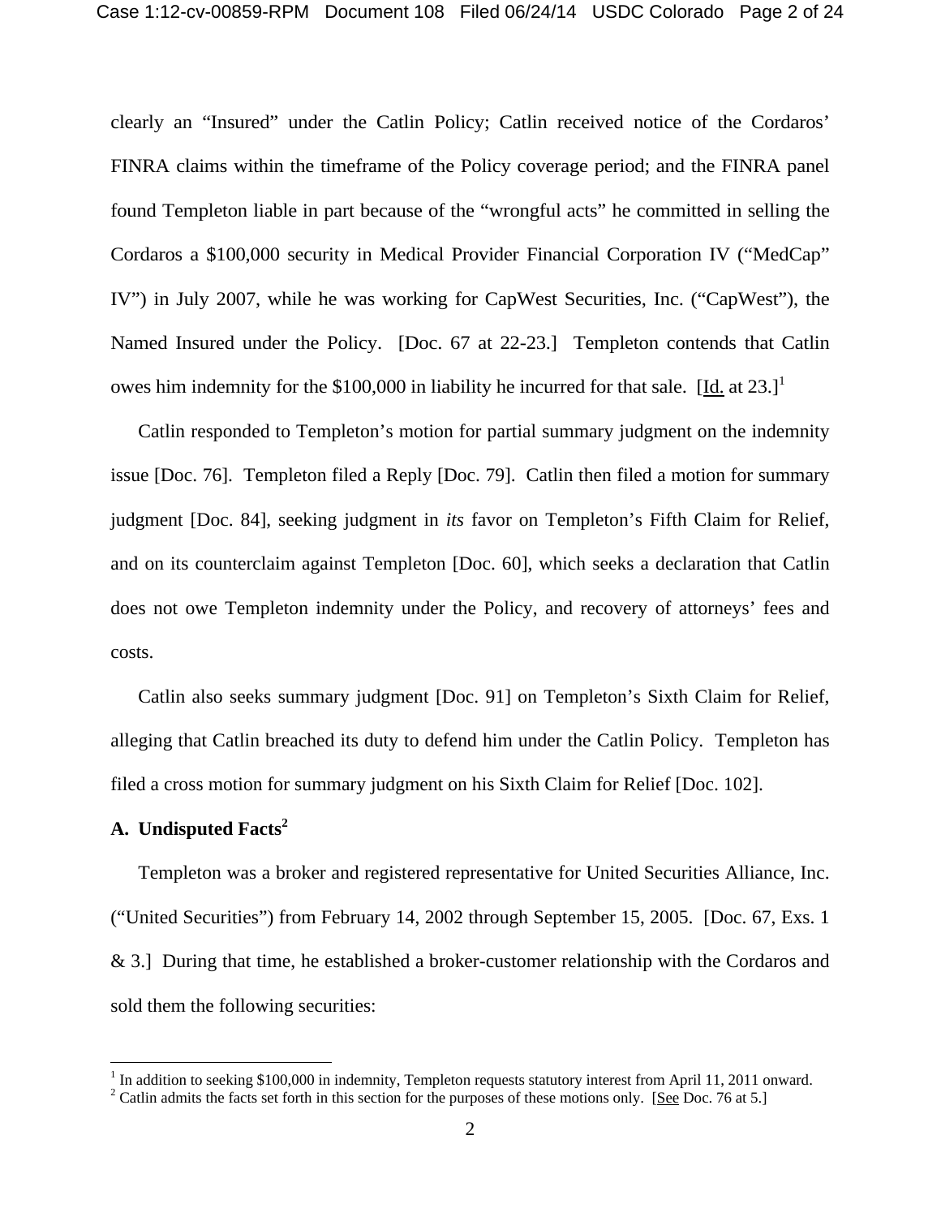clearly an "Insured" under the Catlin Policy; Catlin received notice of the Cordaros' FINRA claims within the timeframe of the Policy coverage period; and the FINRA panel found Templeton liable in part because of the "wrongful acts" he committed in selling the Cordaros a $100,000 security in Medical Provider Financial Corporation IV ("MedCap" IV") in July 2007, while he was working for CapWest Securities, Inc. ("CapWest"), the Named Insured under the Policy. [Doc. 67 at 22-23.] Templeton contends that Catlin owes him indemnity for the $100,000 in liability he incurred for that sale. [Id. at 23.][1]

Catlin responded to Templeton's motion for partial summary judgment on the indemnity issue [Doc. 76]. Templeton filed a Reply [Doc. 79]. Catlin then filed a motion for summary judgment [Doc. 84], seeking judgment in *its* favor on Templeton's Fifth Claim for Relief, and on its counterclaim against Templeton [Doc. 60], which seeks a declaration that Catlin does not owe Templeton indemnity under the Policy, and recovery of attorneys' fees and costs.

Catlin also seeks summary judgment [Doc. 91] on Templeton's Sixth Claim for Relief, alleging that Catlin breached its duty to defend him under the Catlin Policy. Templeton has filed a cross motion for summary judgment on his Sixth Claim for Relief [Doc. 102].

### A. Undisputed Facts[2]

Templeton was a broker and registered representative for United Securities Alliance, Inc. ("United Securities") from February 14, 2002 through September 15, 2005. [Doc. 67, Exs. 1 & 3.] During that time, he established a broker-customer relationship with the Cordaros and sold them the following securities:

[1] In addition to seeking $100,000 in indemnity, Templeton requests statutory interest from April 11, 2011 onward.

[2] Catlin admits the facts set forth in this section for the purposes of these motions only. [See Doc. 76 at 5.]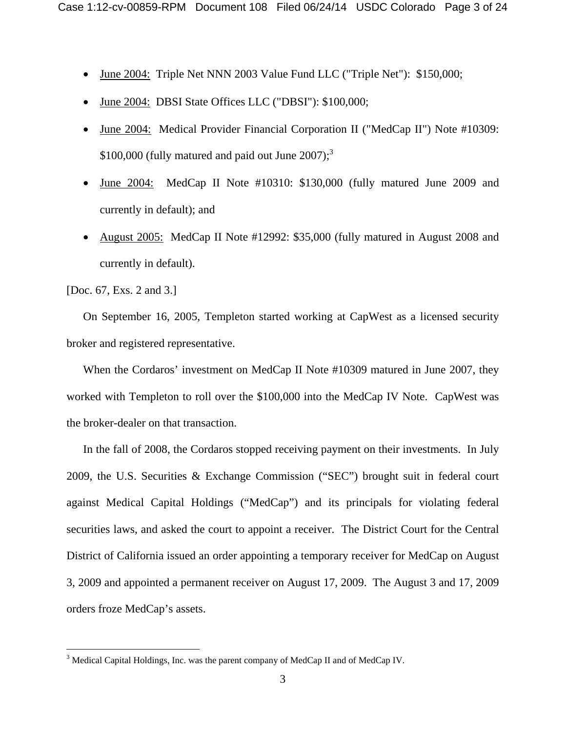- June 2004: Triple Net NNN 2003 Value Fund LLC ("Triple Net"): $150,000;
- June 2004: DBSI State Offices LLC ("DBSI"): $100,000;
- June 2004: Medical Provider Financial Corporation II ("MedCap II") Note #10309: $100,000 (fully matured and paid out June 2007);[3]
- June 2004: MedCap II Note #10310: $130,000 (fully matured June 2009 and currently in default); and
- August 2005: MedCap II Note #12992: $35,000 (fully matured in August 2008 and currently in default).

[Doc. 67, Exs. 2 and 3.]

On September 16, 2005, Templeton started working at CapWest as a licensed security broker and registered representative.

When the Cordaros' investment on MedCap II Note #10309 matured in June 2007, they worked with Templeton to roll over the $100,000 into the MedCap IV Note. CapWest was the broker-dealer on that transaction.

In the fall of 2008, the Cordaros stopped receiving payment on their investments. In July 2009, the U.S. Securities & Exchange Commission ("SEC") brought suit in federal court against Medical Capital Holdings ("MedCap") and its principals for violating federal securities laws, and asked the court to appoint a receiver. The District Court for the Central District of California issued an order appointing a temporary receiver for MedCap on August 3, 2009 and appointed a permanent receiver on August 17, 2009. The August 3 and 17, 2009 orders froze MedCap's assets.

[3] Medical Capital Holdings, Inc. was the parent company of MedCap II and of MedCap IV.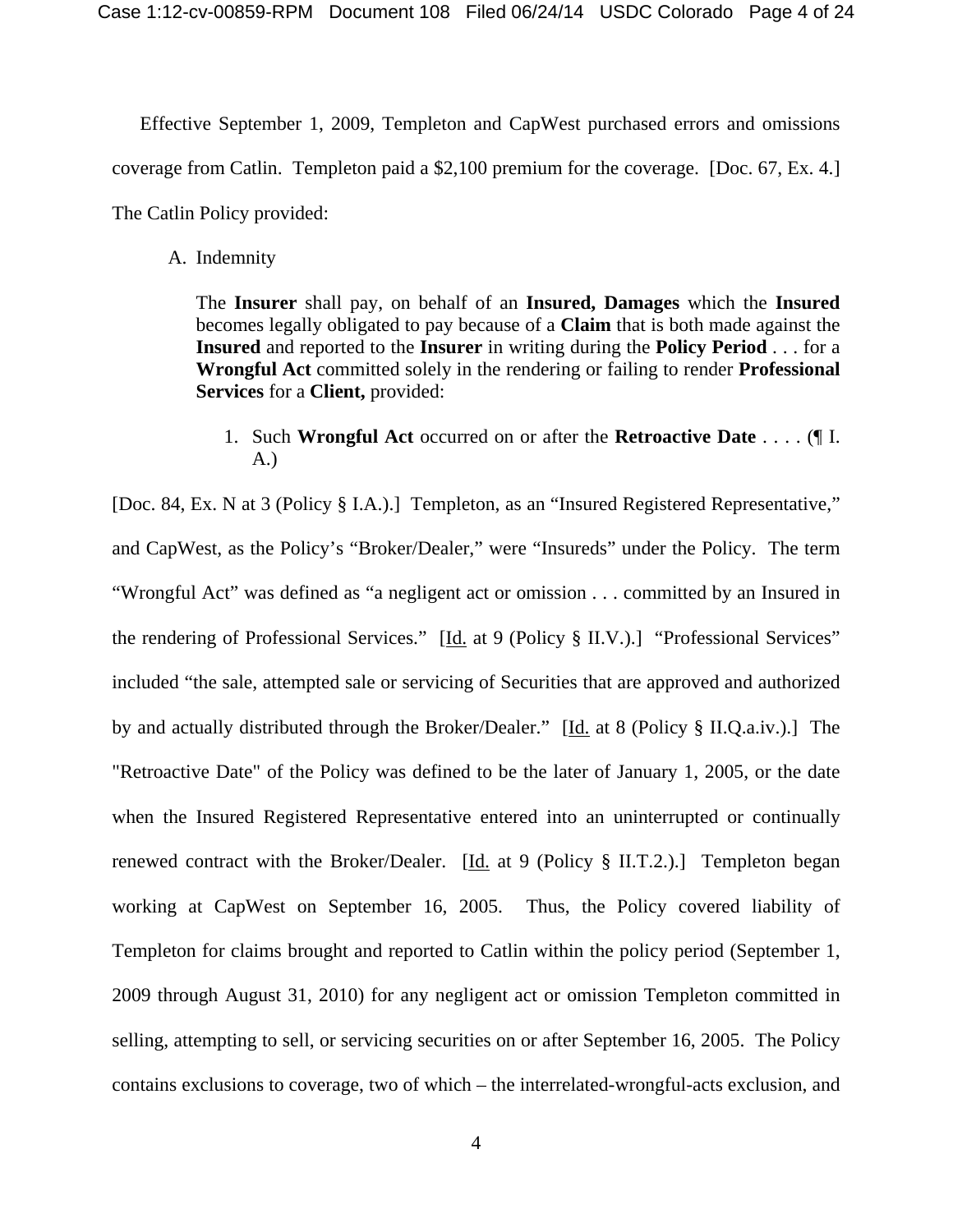Effective September 1, 2009, Templeton and CapWest purchased errors and omissions coverage from Catlin. Templeton paid a $2,100 premium for the coverage. [Doc. 67, Ex. 4.] The Catlin Policy provided:

> A. Indemnity
>
> The **Insurer** shall pay, on behalf of an **Insured, Damages** which the **Insured** becomes legally obligated to pay because of a **Claim** that is both made against the **Insured** and reported to the **Insurer** in writing during the **Policy Period** . . . for a **Wrongful Act** committed solely in the rendering or failing to render **Professional Services** for a **Client,** provided:
>
> 1. Such **Wrongful Act** occurred on or after the **Retroactive Date** . . . . (**¶** I. A.)

[Doc. 84, Ex. N at 3 (Policy § I.A.).] Templeton, as an "Insured Registered Representative," and CapWest, as the Policy's "Broker/Dealer," were "Insureds" under the Policy. The term "Wrongful Act" was defined as "a negligent act or omission . . . committed by an Insured in the rendering of Professional Services." [Id. at 9 (Policy § II.V.).] "Professional Services" included "the sale, attempted sale or servicing of Securities that are approved and authorized by and actually distributed through the Broker/Dealer." [Id. at 8 (Policy § II.Q.a.iv.).] The "Retroactive Date" of the Policy was defined to be the later of January 1, 2005, or the date when the Insured Registered Representative entered into an uninterrupted or continually renewed contract with the Broker/Dealer. [Id. at 9 (Policy § II.T.2.).] Templeton began working at CapWest on September 16, 2005. Thus, the Policy covered liability of Templeton for claims brought and reported to Catlin within the policy period (September 1, 2009 through August 31, 2010) for any negligent act or omission Templeton committed in selling, attempting to sell, or servicing securities on or after September 16, 2005. The Policy contains exclusions to coverage, two of which – the interrelated-wrongful-acts exclusion, and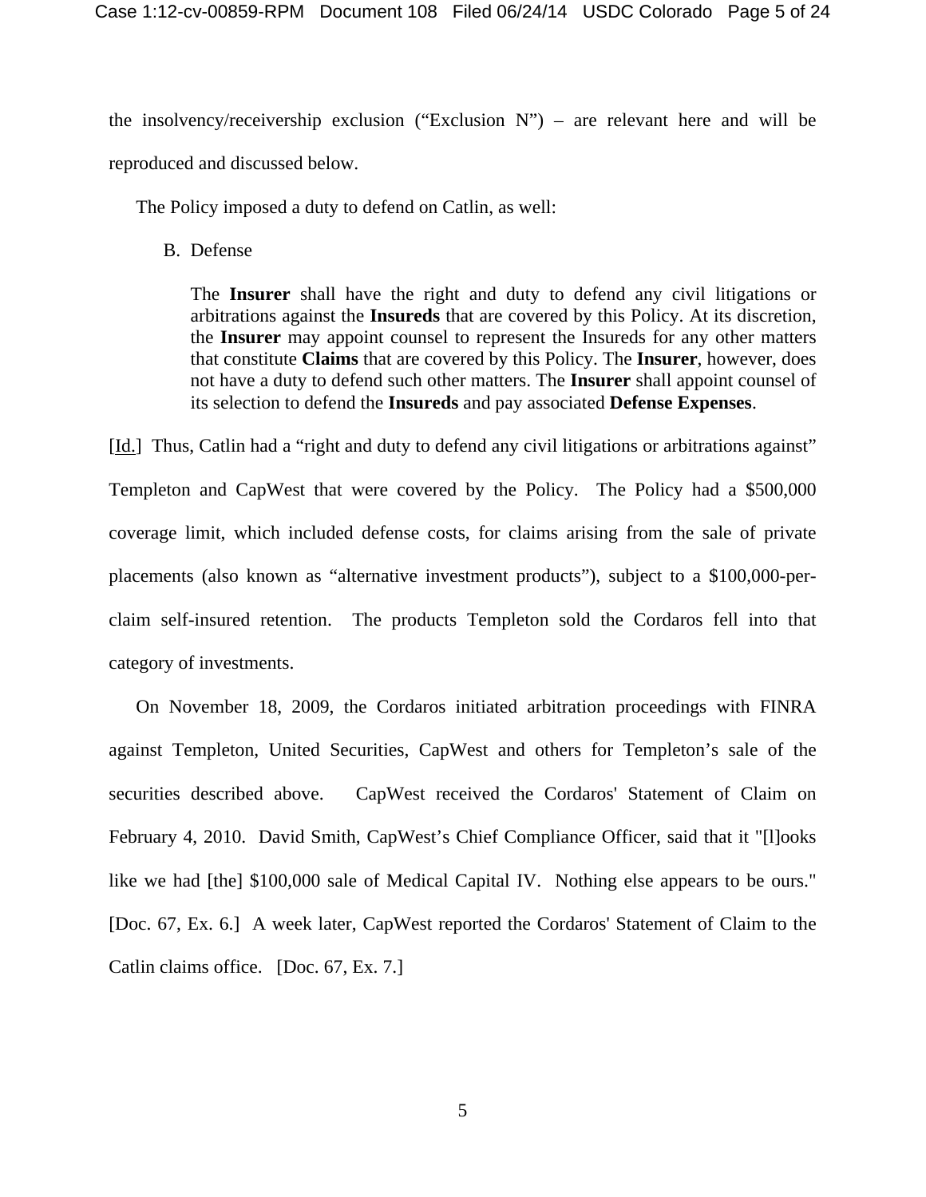the insolvency/receivership exclusion ("Exclusion N") – are relevant here and will be reproduced and discussed below.

The Policy imposed a duty to defend on Catlin, as well:

> B. Defense
>
> The **Insurer** shall have the right and duty to defend any civil litigations or arbitrations against the **Insureds** that are covered by this Policy. At its discretion, the **Insurer** may appoint counsel to represent the Insureds for any other matters that constitute **Claims** that are covered by this Policy. The **Insurer**, however, does not have a duty to defend such other matters. The **Insurer** shall appoint counsel of its selection to defend the **Insureds** and pay associated **Defense Expenses**.

[Id.] Thus, Catlin had a "right and duty to defend any civil litigations or arbitrations against" Templeton and CapWest that were covered by the Policy. The Policy had a $500,000 coverage limit, which included defense costs, for claims arising from the sale of private placements (also known as "alternative investment products"), subject to a $100,000-per-claim self-insured retention. The products Templeton sold the Cordaros fell into that category of investments.

On November 18, 2009, the Cordaros initiated arbitration proceedings with FINRA against Templeton, United Securities, CapWest and others for Templeton's sale of the securities described above. CapWest received the Cordaros' Statement of Claim on February 4, 2010. David Smith, CapWest's Chief Compliance Officer, said that it "[l]ooks like we had [the] $100,000 sale of Medical Capital IV. Nothing else appears to be ours." [Doc. 67, Ex. 6.] A week later, CapWest reported the Cordaros' Statement of Claim to the Catlin claims office. [Doc. 67, Ex. 7.]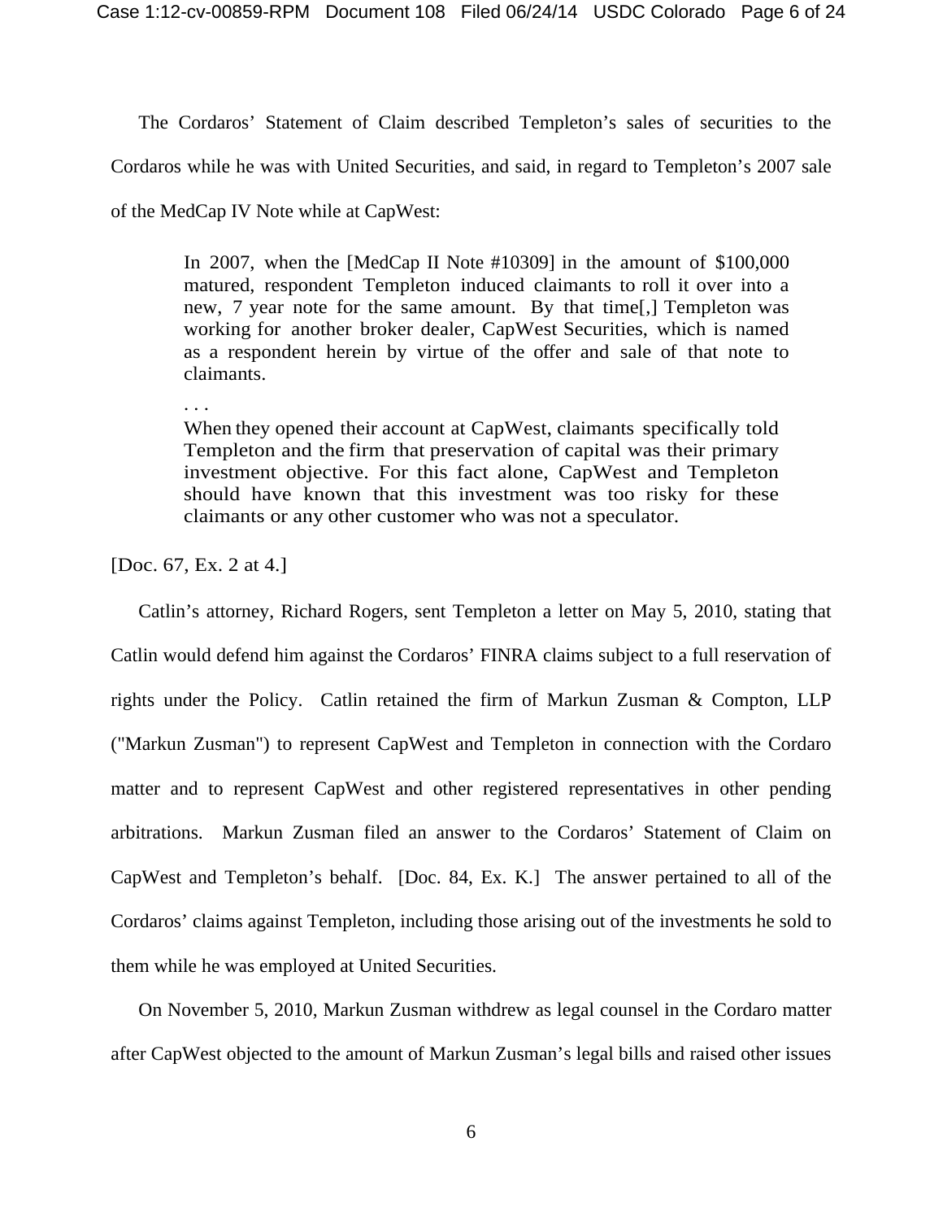The Cordaros' Statement of Claim described Templeton's sales of securities to the Cordaros while he was with United Securities, and said, in regard to Templeton's 2007 sale of the MedCap IV Note while at CapWest:

> In 2007, when the [MedCap II Note #10309] in the amount of $100,000 matured, respondent Templeton induced claimants to roll it over into a new, 7 year note for the same amount. By that time[,] Templeton was working for another broker dealer, CapWest Securities, which is named as a respondent herein by virtue of the offer and sale of that note to claimants.
>
> . . .
>
> When they opened their account at CapWest, claimants specifically told Templeton and the firm that preservation of capital was their primary investment objective. For this fact alone, CapWest and Templeton should have known that this investment was too risky for these claimants or any other customer who was not a speculator.

[Doc. 67, Ex. 2 at 4.]

Catlin's attorney, Richard Rogers, sent Templeton a letter on May 5, 2010, stating that Catlin would defend him against the Cordaros' FINRA claims subject to a full reservation of rights under the Policy. Catlin retained the firm of Markun Zusman & Compton, LLP ("Markun Zusman") to represent CapWest and Templeton in connection with the Cordaro matter and to represent CapWest and other registered representatives in other pending arbitrations. Markun Zusman filed an answer to the Cordaros' Statement of Claim on CapWest and Templeton's behalf. [Doc. 84, Ex. K.] The answer pertained to all of the Cordaros' claims against Templeton, including those arising out of the investments he sold to them while he was employed at United Securities.

On November 5, 2010, Markun Zusman withdrew as legal counsel in the Cordaro matter after CapWest objected to the amount of Markun Zusman's legal bills and raised other issues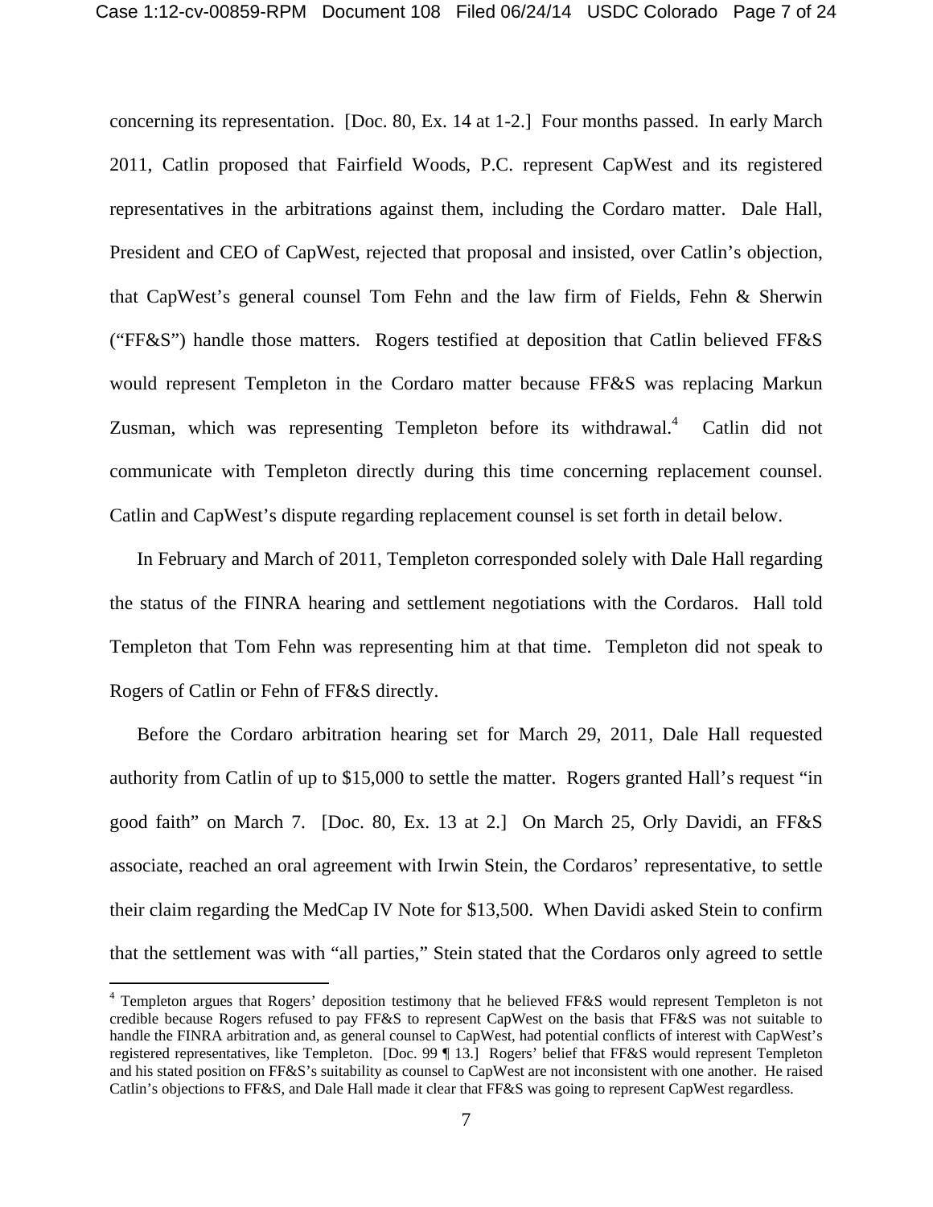concerning its representation. [Doc. 80, Ex. 14 at 1-2.] Four months passed. In early March 2011, Catlin proposed that Fairfield Woods, P.C. represent CapWest and its registered representatives in the arbitrations against them, including the Cordaro matter. Dale Hall, President and CEO of CapWest, rejected that proposal and insisted, over Catlin's objection, that CapWest's general counsel Tom Fehn and the law firm of Fields, Fehn & Sherwin ("FF&S") handle those matters. Rogers testified at deposition that Catlin believed FF&S would represent Templeton in the Cordaro matter because FF&S was replacing Markun Zusman, which was representing Templeton before its withdrawal.[4] Catlin did not communicate with Templeton directly during this time concerning replacement counsel. Catlin and CapWest's dispute regarding replacement counsel is set forth in detail below.

In February and March of 2011, Templeton corresponded solely with Dale Hall regarding the status of the FINRA hearing and settlement negotiations with the Cordaros. Hall told Templeton that Tom Fehn was representing him at that time. Templeton did not speak to Rogers of Catlin or Fehn of FF&S directly.

Before the Cordaro arbitration hearing set for March 29, 2011, Dale Hall requested authority from Catlin of up to $15,000 to settle the matter. Rogers granted Hall's request "in good faith" on March 7. [Doc. 80, Ex. 13 at 2.] On March 25, Orly Davidi, an FF&S associate, reached an oral agreement with Irwin Stein, the Cordaros' representative, to settle their claim regarding the MedCap IV Note for $13,500. When Davidi asked Stein to confirm that the settlement was with "all parties," Stein stated that the Cordaros only agreed to settle

[4] Templeton argues that Rogers' deposition testimony that he believed FF&S would represent Templeton is not credible because Rogers refused to pay FF&S to represent CapWest on the basis that FF&S was not suitable to handle the FINRA arbitration and, as general counsel to CapWest, had potential conflicts of interest with CapWest's registered representatives, like Templeton. [Doc. 99 ¶ 13.] Rogers' belief that FF&S would represent Templeton and his stated position on FF&S's suitability as counsel to CapWest are not inconsistent with one another. He raised Catlin's objections to FF&S, and Dale Hall made it clear that FF&S was going to represent CapWest regardless.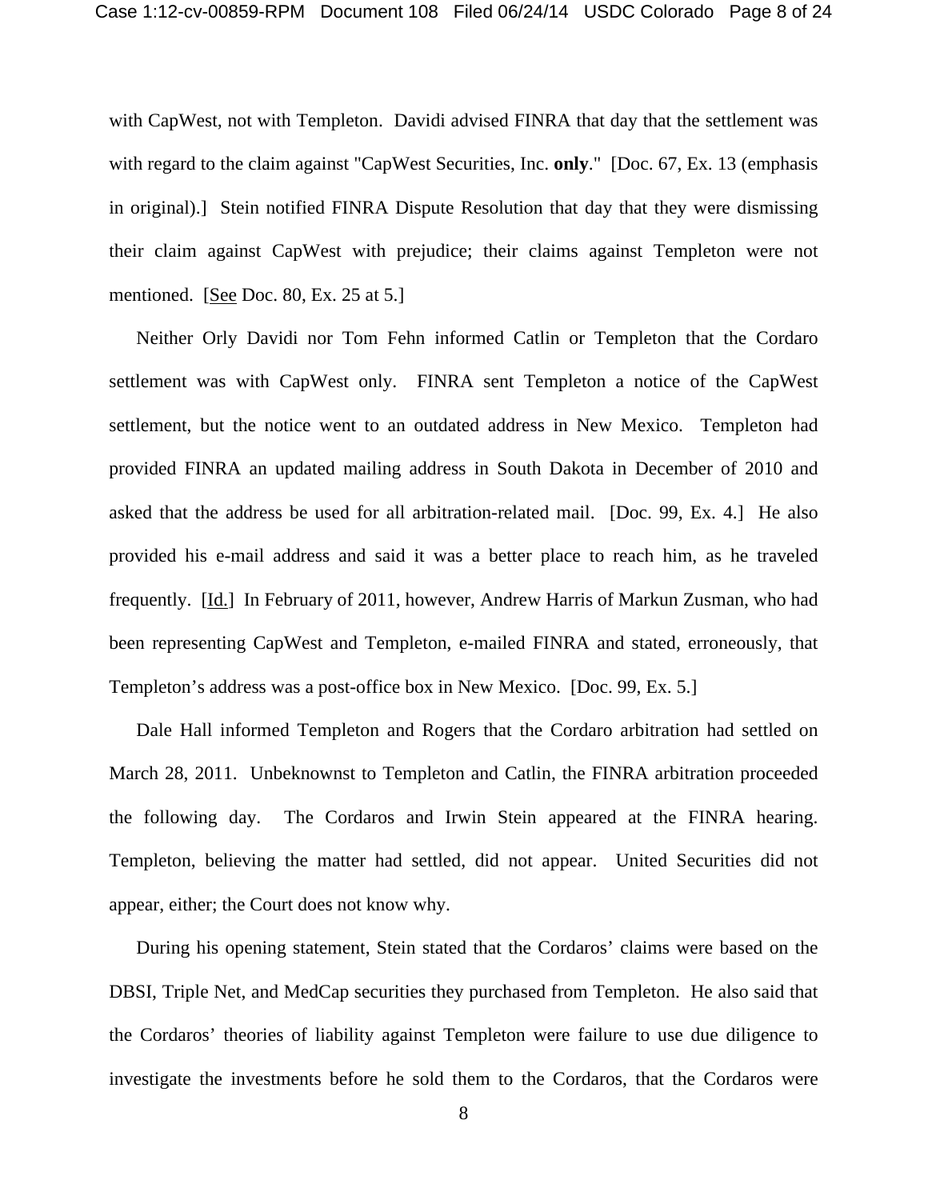with CapWest, not with Templeton. Davidi advised FINRA that day that the settlement was with regard to the claim against "CapWest Securities, Inc. **only**." [Doc. 67, Ex. 13 (emphasis in original).] Stein notified FINRA Dispute Resolution that day that they were dismissing their claim against CapWest with prejudice; their claims against Templeton were not mentioned. [See Doc. 80, Ex. 25 at 5.]

Neither Orly Davidi nor Tom Fehn informed Catlin or Templeton that the Cordaro settlement was with CapWest only. FINRA sent Templeton a notice of the CapWest settlement, but the notice went to an outdated address in New Mexico. Templeton had provided FINRA an updated mailing address in South Dakota in December of 2010 and asked that the address be used for all arbitration-related mail. [Doc. 99, Ex. 4.] He also provided his e-mail address and said it was a better place to reach him, as he traveled frequently. [Id.] In February of 2011, however, Andrew Harris of Markun Zusman, who had been representing CapWest and Templeton, e-mailed FINRA and stated, erroneously, that Templeton's address was a post-office box in New Mexico. [Doc. 99, Ex. 5.]

Dale Hall informed Templeton and Rogers that the Cordaro arbitration had settled on March 28, 2011. Unbeknownst to Templeton and Catlin, the FINRA arbitration proceeded the following day. The Cordaros and Irwin Stein appeared at the FINRA hearing. Templeton, believing the matter had settled, did not appear. United Securities did not appear, either; the Court does not know why.

During his opening statement, Stein stated that the Cordaros' claims were based on the DBSI, Triple Net, and MedCap securities they purchased from Templeton. He also said that the Cordaros' theories of liability against Templeton were failure to use due diligence to investigate the investments before he sold them to the Cordaros, that the Cordaros were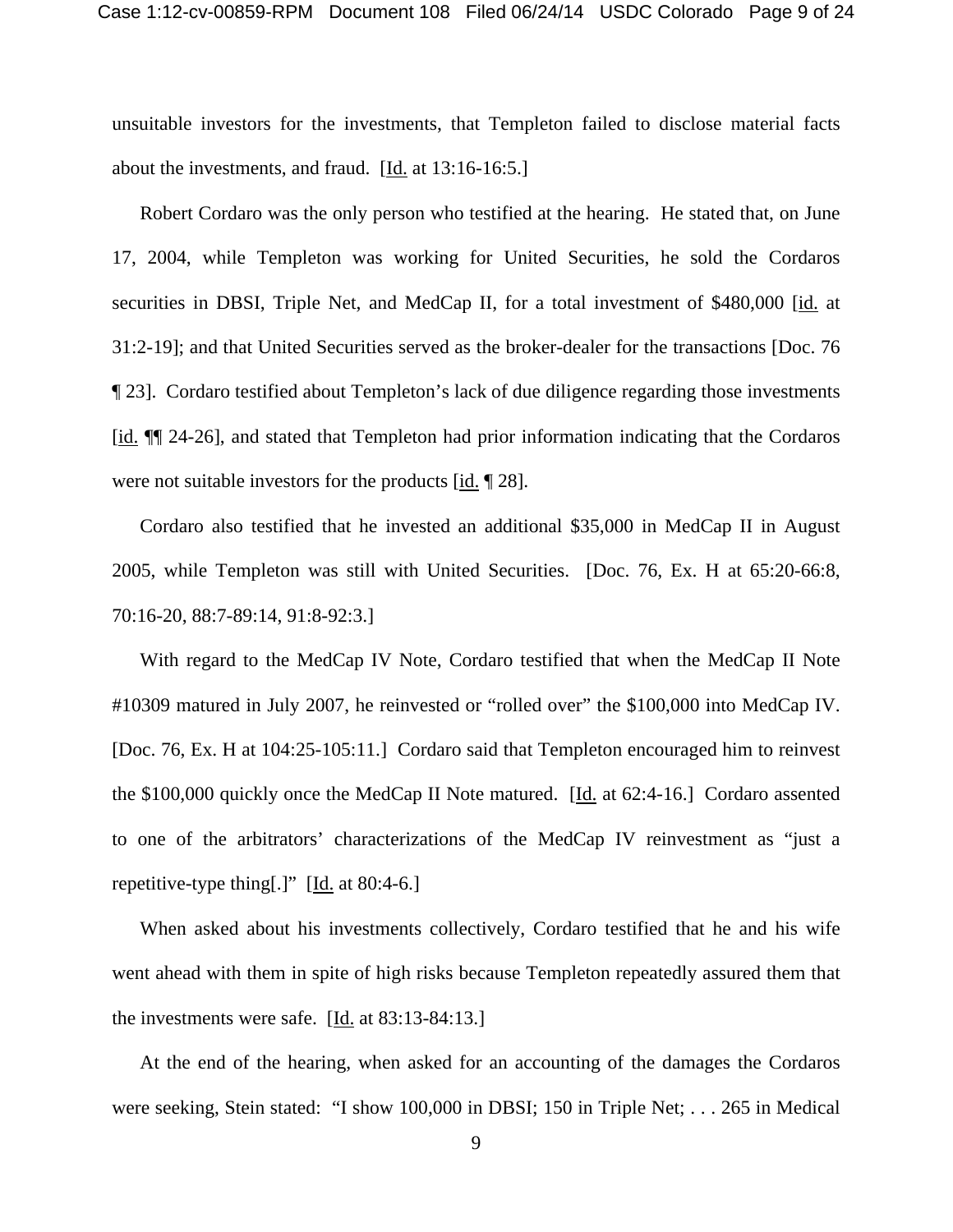unsuitable investors for the investments, that Templeton failed to disclose material facts about the investments, and fraud. [Id. at 13:16-16:5.]

Robert Cordaro was the only person who testified at the hearing. He stated that, on June 17, 2004, while Templeton was working for United Securities, he sold the Cordaros securities in DBSI, Triple Net, and MedCap II, for a total investment of $480,000 [id. at 31:2-19]; and that United Securities served as the broker-dealer for the transactions [Doc. 76 ¶ 23]. Cordaro testified about Templeton's lack of due diligence regarding those investments [id. ¶¶ 24-26], and stated that Templeton had prior information indicating that the Cordaros were not suitable investors for the products [id. ¶ 28].

Cordaro also testified that he invested an additional $35,000 in MedCap II in August 2005, while Templeton was still with United Securities. [Doc. 76, Ex. H at 65:20-66:8, 70:16-20, 88:7-89:14, 91:8-92:3.]

With regard to the MedCap IV Note, Cordaro testified that when the MedCap II Note #10309 matured in July 2007, he reinvested or "rolled over" the $100,000 into MedCap IV. [Doc. 76, Ex. H at 104:25-105:11.] Cordaro said that Templeton encouraged him to reinvest the $100,000 quickly once the MedCap II Note matured. [Id. at 62:4-16.] Cordaro assented to one of the arbitrators' characterizations of the MedCap IV reinvestment as "just a repetitive-type thing[.]" [Id. at 80:4-6.]

When asked about his investments collectively, Cordaro testified that he and his wife went ahead with them in spite of high risks because Templeton repeatedly assured them that the investments were safe. [Id. at 83:13-84:13.]

At the end of the hearing, when asked for an accounting of the damages the Cordaros were seeking, Stein stated: "I show 100,000 in DBSI; 150 in Triple Net; . . . 265 in Medical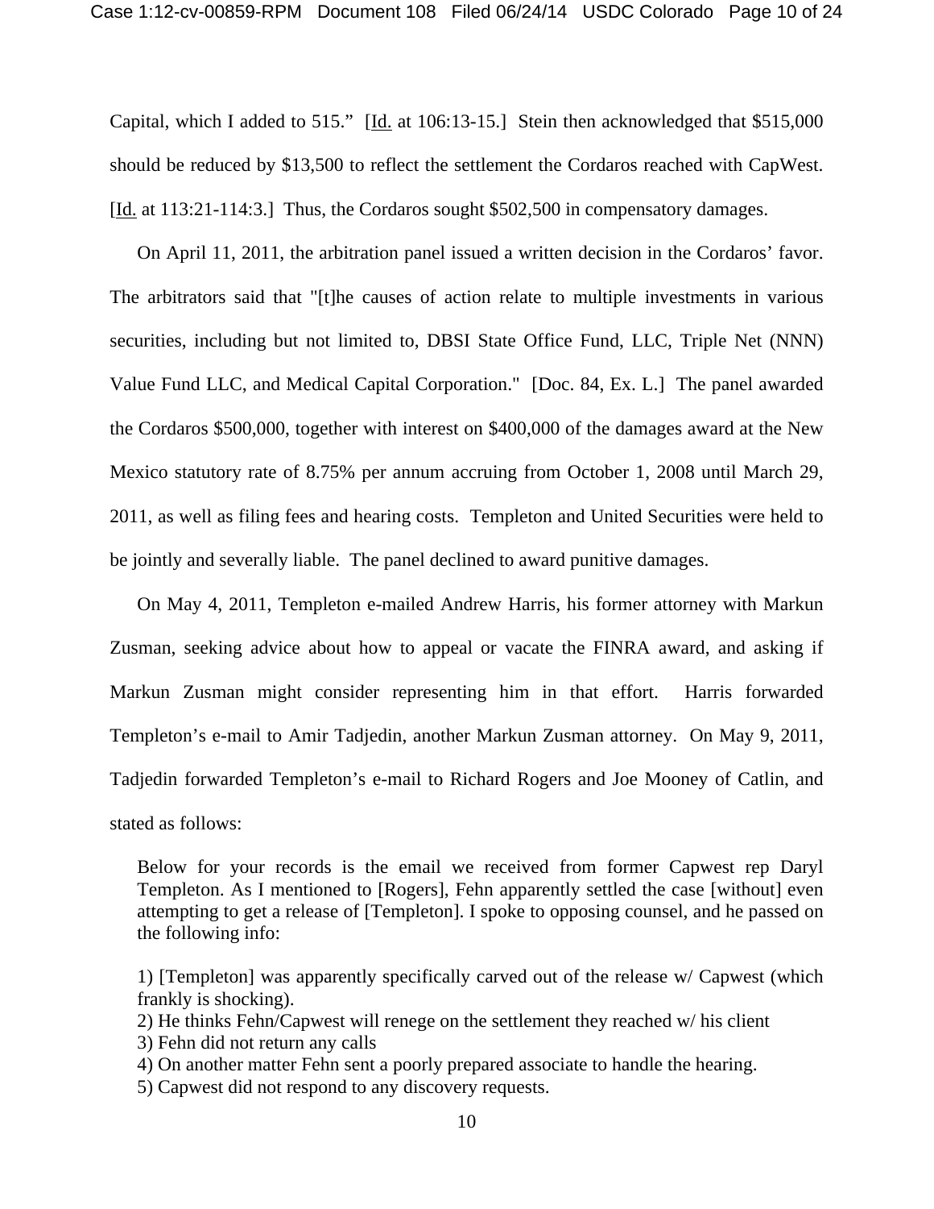Capital, which I added to 515." [Id. at 106:13-15.] Stein then acknowledged that $515,000 should be reduced by $13,500 to reflect the settlement the Cordaros reached with CapWest. [Id. at 113:21-114:3.] Thus, the Cordaros sought $502,500 in compensatory damages.

On April 11, 2011, the arbitration panel issued a written decision in the Cordaros' favor. The arbitrators said that "[t]he causes of action relate to multiple investments in various securities, including but not limited to, DBSI State Office Fund, LLC, Triple Net (NNN) Value Fund LLC, and Medical Capital Corporation." [Doc. 84, Ex. L.] The panel awarded the Cordaros $500,000, together with interest on $400,000 of the damages award at the New Mexico statutory rate of 8.75% per annum accruing from October 1, 2008 until March 29, 2011, as well as filing fees and hearing costs. Templeton and United Securities were held to be jointly and severally liable. The panel declined to award punitive damages.

On May 4, 2011, Templeton e-mailed Andrew Harris, his former attorney with Markun Zusman, seeking advice about how to appeal or vacate the FINRA award, and asking if Markun Zusman might consider representing him in that effort. Harris forwarded Templeton's e-mail to Amir Tadjedin, another Markun Zusman attorney. On May 9, 2011, Tadjedin forwarded Templeton's e-mail to Richard Rogers and Joe Mooney of Catlin, and stated as follows:

> Below for your records is the email we received from former Capwest rep Daryl Templeton. As I mentioned to [Rogers], Fehn apparently settled the case [without] even attempting to get a release of [Templeton]. I spoke to opposing counsel, and he passed on the following info:
>
> 1) [Templeton] was apparently specifically carved out of the release w/ Capwest (which frankly is shocking).
> 2) He thinks Fehn/Capwest will renege on the settlement they reached w/ his client
> 3) Fehn did not return any calls
> 4) On another matter Fehn sent a poorly prepared associate to handle the hearing.
> 5) Capwest did not respond to any discovery requests.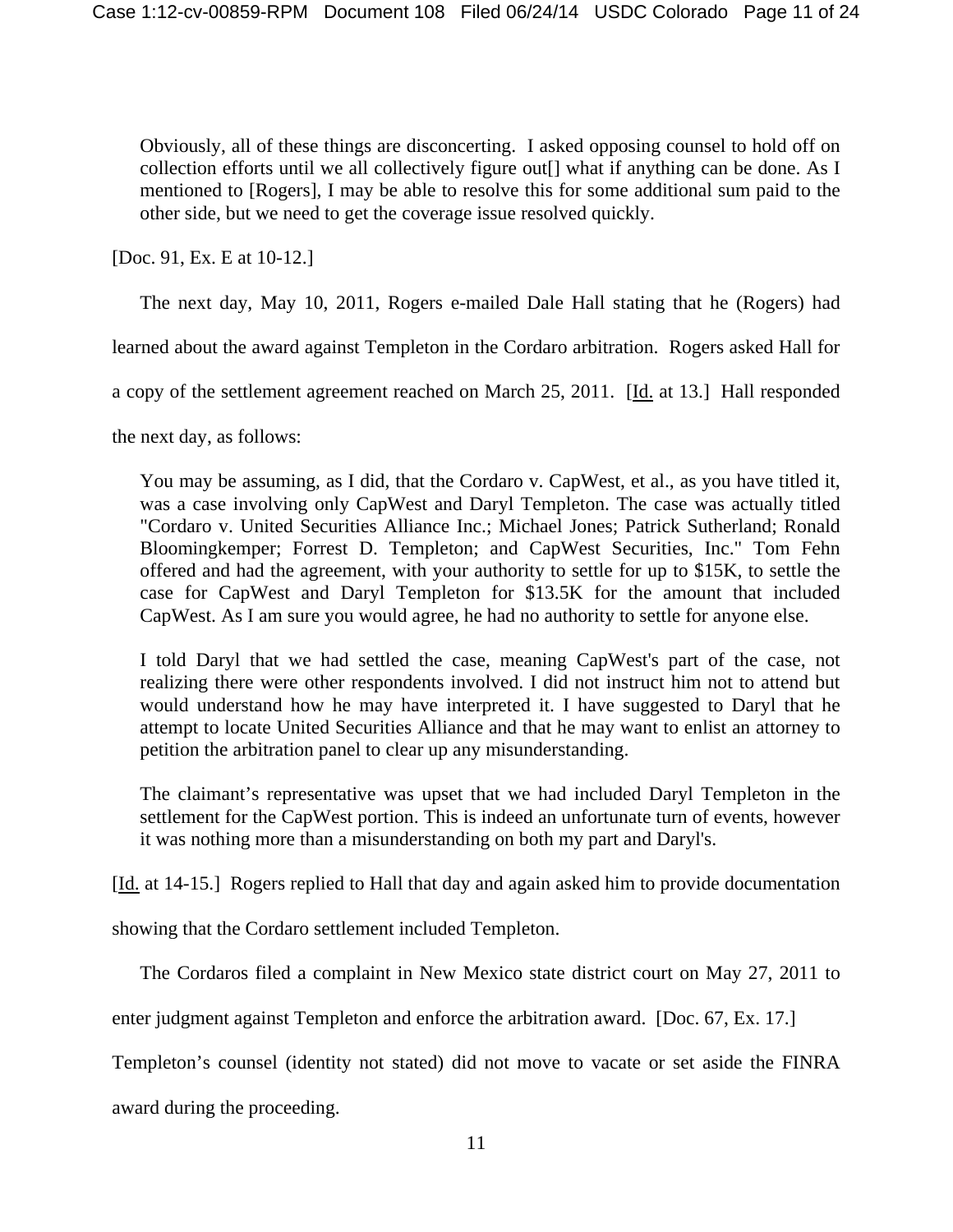> Obviously, all of these things are disconcerting. I asked opposing counsel to hold off on collection efforts until we all collectively figure out[] what if anything can be done. As I mentioned to [Rogers], I may be able to resolve this for some additional sum paid to the other side, but we need to get the coverage issue resolved quickly.

[Doc. 91, Ex. E at 10-12.]

The next day, May 10, 2011, Rogers e-mailed Dale Hall stating that he (Rogers) had learned about the award against Templeton in the Cordaro arbitration. Rogers asked Hall for a copy of the settlement agreement reached on March 25, 2011. [Id. at 13.] Hall responded the next day, as follows:

> You may be assuming, as I did, that the Cordaro v. CapWest, et al., as you have titled it, was a case involving only CapWest and Daryl Templeton. The case was actually titled "Cordaro v. United Securities Alliance Inc.; Michael Jones; Patrick Sutherland; Ronald Bloomingkemper; Forrest D. Templeton; and CapWest Securities, Inc." Tom Fehn offered and had the agreement, with your authority to settle for up to $15K, to settle the case for CapWest and Daryl Templeton for $13.5K for the amount that included CapWest. As I am sure you would agree, he had no authority to settle for anyone else.
>
> I told Daryl that we had settled the case, meaning CapWest's part of the case, not realizing there were other respondents involved. I did not instruct him not to attend but would understand how he may have interpreted it. I have suggested to Daryl that he attempt to locate United Securities Alliance and that he may want to enlist an attorney to petition the arbitration panel to clear up any misunderstanding.
>
> The claimant's representative was upset that we had included Daryl Templeton in the settlement for the CapWest portion. This is indeed an unfortunate turn of events, however it was nothing more than a misunderstanding on both my part and Daryl's.

[Id. at 14-15.] Rogers replied to Hall that day and again asked him to provide documentation showing that the Cordaro settlement included Templeton.

The Cordaros filed a complaint in New Mexico state district court on May 27, 2011 to enter judgment against Templeton and enforce the arbitration award. [Doc. 67, Ex. 17.] Templeton's counsel (identity not stated) did not move to vacate or set aside the FINRA award during the proceeding.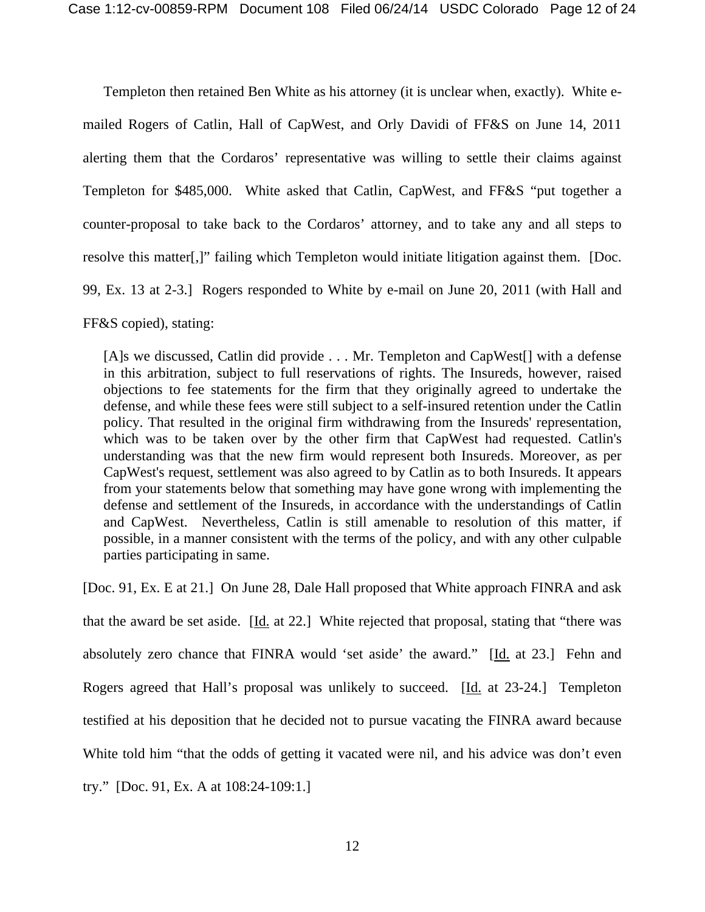Templeton then retained Ben White as his attorney (it is unclear when, exactly). White e-mailed Rogers of Catlin, Hall of CapWest, and Orly Davidi of FF&S on June 14, 2011 alerting them that the Cordaros' representative was willing to settle their claims against Templeton for $485,000. White asked that Catlin, CapWest, and FF&S "put together a counter-proposal to take back to the Cordaros' attorney, and to take any and all steps to resolve this matter[,]" failing which Templeton would initiate litigation against them. [Doc. 99, Ex. 13 at 2-3.] Rogers responded to White by e-mail on June 20, 2011 (with Hall and FF&S copied), stating:

> [A]s we discussed, Catlin did provide . . . Mr. Templeton and CapWest[] with a defense in this arbitration, subject to full reservations of rights. The Insureds, however, raised objections to fee statements for the firm that they originally agreed to undertake the defense, and while these fees were still subject to a self-insured retention under the Catlin policy. That resulted in the original firm withdrawing from the Insureds' representation, which was to be taken over by the other firm that CapWest had requested. Catlin's understanding was that the new firm would represent both Insureds. Moreover, as per CapWest's request, settlement was also agreed to by Catlin as to both Insureds. It appears from your statements below that something may have gone wrong with implementing the defense and settlement of the Insureds, in accordance with the understandings of Catlin and CapWest. Nevertheless, Catlin is still amenable to resolution of this matter, if possible, in a manner consistent with the terms of the policy, and with any other culpable parties participating in same.

[Doc. 91, Ex. E at 21.] On June 28, Dale Hall proposed that White approach FINRA and ask that the award be set aside. [Id. at 22.] White rejected that proposal, stating that "there was absolutely zero chance that FINRA would 'set aside' the award." [Id. at 23.] Fehn and Rogers agreed that Hall's proposal was unlikely to succeed. [Id. at 23-24.] Templeton testified at his deposition that he decided not to pursue vacating the FINRA award because White told him "that the odds of getting it vacated were nil, and his advice was don't even try." [Doc. 91, Ex. A at 108:24-109:1.]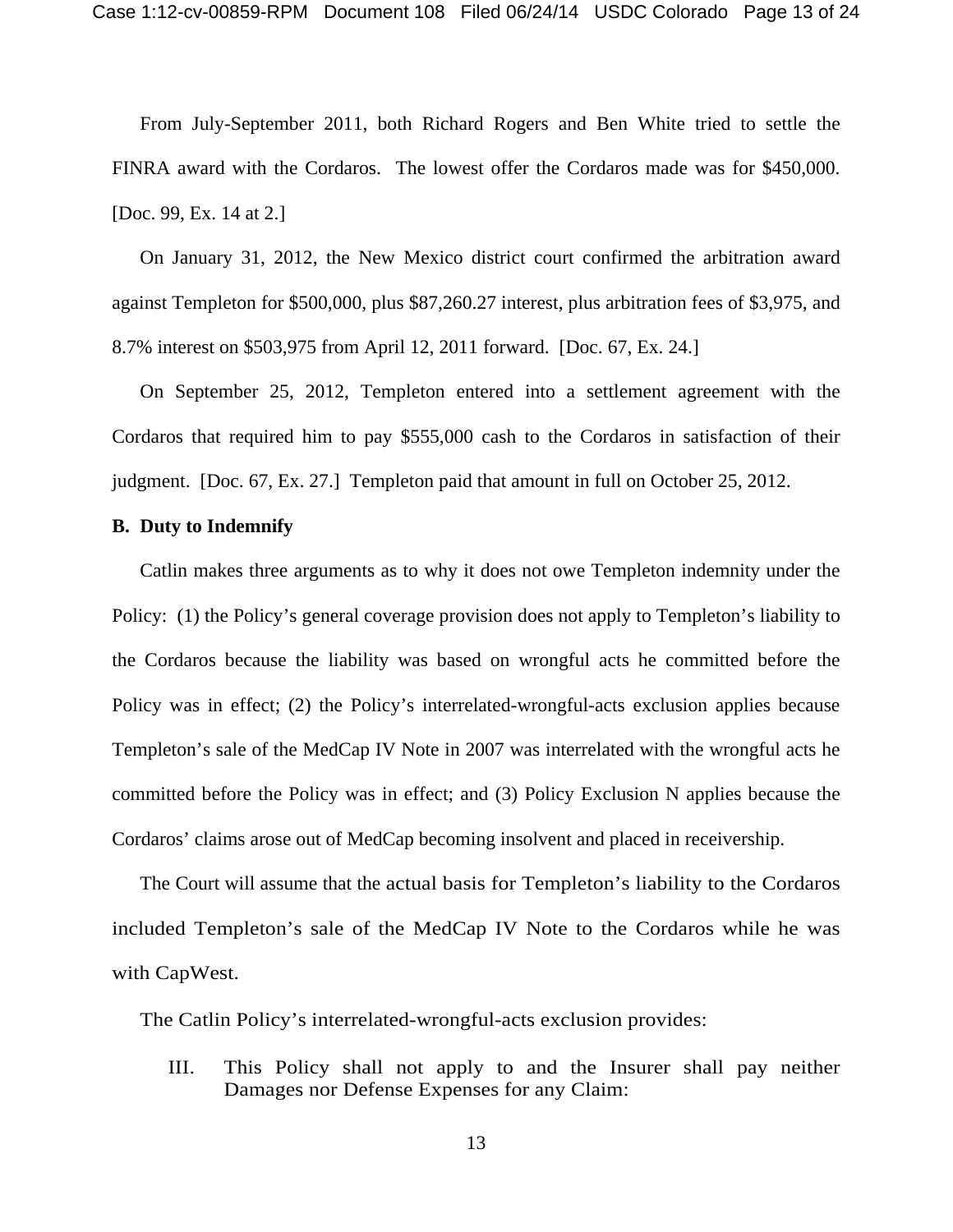From July-September 2011, both Richard Rogers and Ben White tried to settle the FINRA award with the Cordaros. The lowest offer the Cordaros made was for $450,000. [Doc. 99, Ex. 14 at 2.]

On January 31, 2012, the New Mexico district court confirmed the arbitration award against Templeton for $500,000, plus $87,260.27 interest, plus arbitration fees of $3,975, and 8.7% interest on $503,975 from April 12, 2011 forward. [Doc. 67, Ex. 24.]

On September 25, 2012, Templeton entered into a settlement agreement with the Cordaros that required him to pay $555,000 cash to the Cordaros in satisfaction of their judgment. [Doc. 67, Ex. 27.] Templeton paid that amount in full on October 25, 2012.

**B. Duty to Indemnify**

Catlin makes three arguments as to why it does not owe Templeton indemnity under the Policy: (1) the Policy's general coverage provision does not apply to Templeton's liability to the Cordaros because the liability was based on wrongful acts he committed before the Policy was in effect; (2) the Policy's interrelated-wrongful-acts exclusion applies because Templeton's sale of the MedCap IV Note in 2007 was interrelated with the wrongful acts he committed before the Policy was in effect; and (3) Policy Exclusion N applies because the Cordaros' claims arose out of MedCap becoming insolvent and placed in receivership.

The Court will assume that the actual basis for Templeton's liability to the Cordaros included Templeton's sale of the MedCap IV Note to the Cordaros while he was with CapWest.

The Catlin Policy's interrelated-wrongful-acts exclusion provides:

> III. This Policy shall not apply to and the Insurer shall pay neither Damages nor Defense Expenses for any Claim: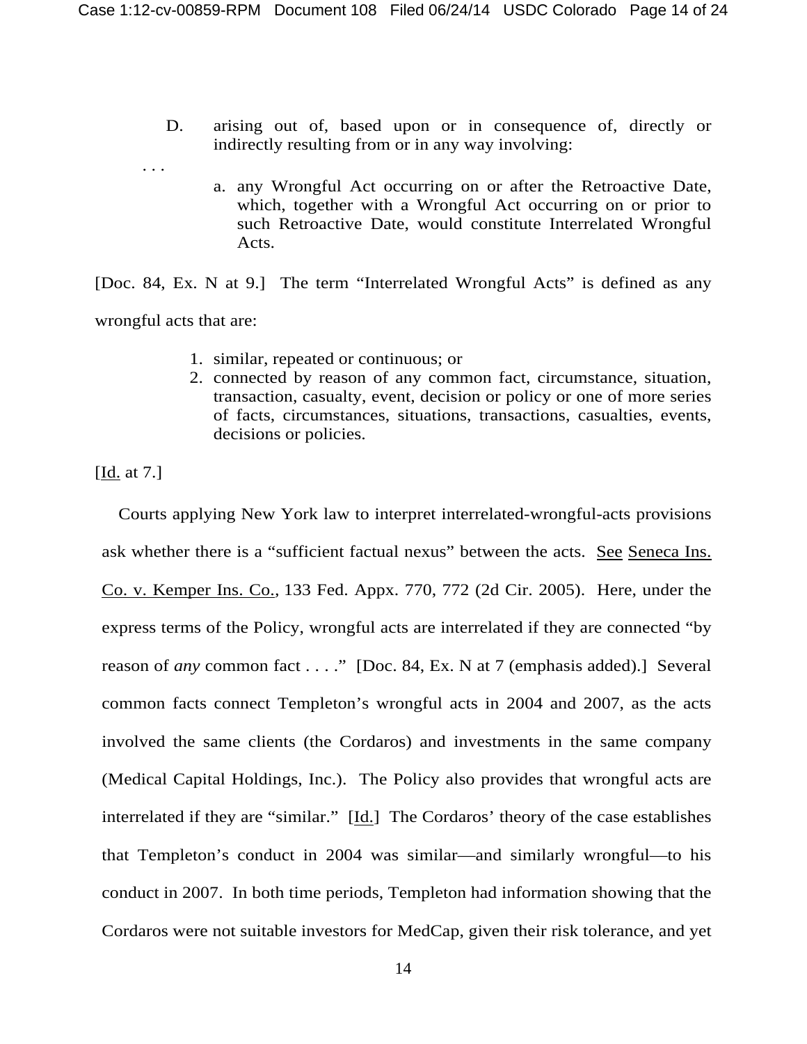> D. arising out of, based upon or in consequence of, directly or indirectly resulting from or in any way involving:
>
> . . .
>
> a. any Wrongful Act occurring on or after the Retroactive Date, which, together with a Wrongful Act occurring on or prior to such Retroactive Date, would constitute Interrelated Wrongful Acts.

[Doc. 84, Ex. N at 9.] The term "Interrelated Wrongful Acts" is defined as any wrongful acts that are:

> 1. similar, repeated or continuous; or
> 2. connected by reason of any common fact, circumstance, situation, transaction, casualty, event, decision or policy or one of more series of facts, circumstances, situations, transactions, casualties, events, decisions or policies.

[Id. at 7.]

Courts applying New York law to interpret interrelated-wrongful-acts provisions ask whether there is a "sufficient factual nexus" between the acts. See Seneca Ins. Co. v. Kemper Ins. Co., 133 Fed. Appx. 770, 772 (2d Cir. 2005). Here, under the express terms of the Policy, wrongful acts are interrelated if they are connected "by reason of *any* common fact . . . ." [Doc. 84, Ex. N at 7 (emphasis added).] Several common facts connect Templeton's wrongful acts in 2004 and 2007, as the acts involved the same clients (the Cordaros) and investments in the same company (Medical Capital Holdings, Inc.). The Policy also provides that wrongful acts are interrelated if they are "similar." [Id.] The Cordaros' theory of the case establishes that Templeton's conduct in 2004 was similar—and similarly wrongful—to his conduct in 2007. In both time periods, Templeton had information showing that the Cordaros were not suitable investors for MedCap, given their risk tolerance, and yet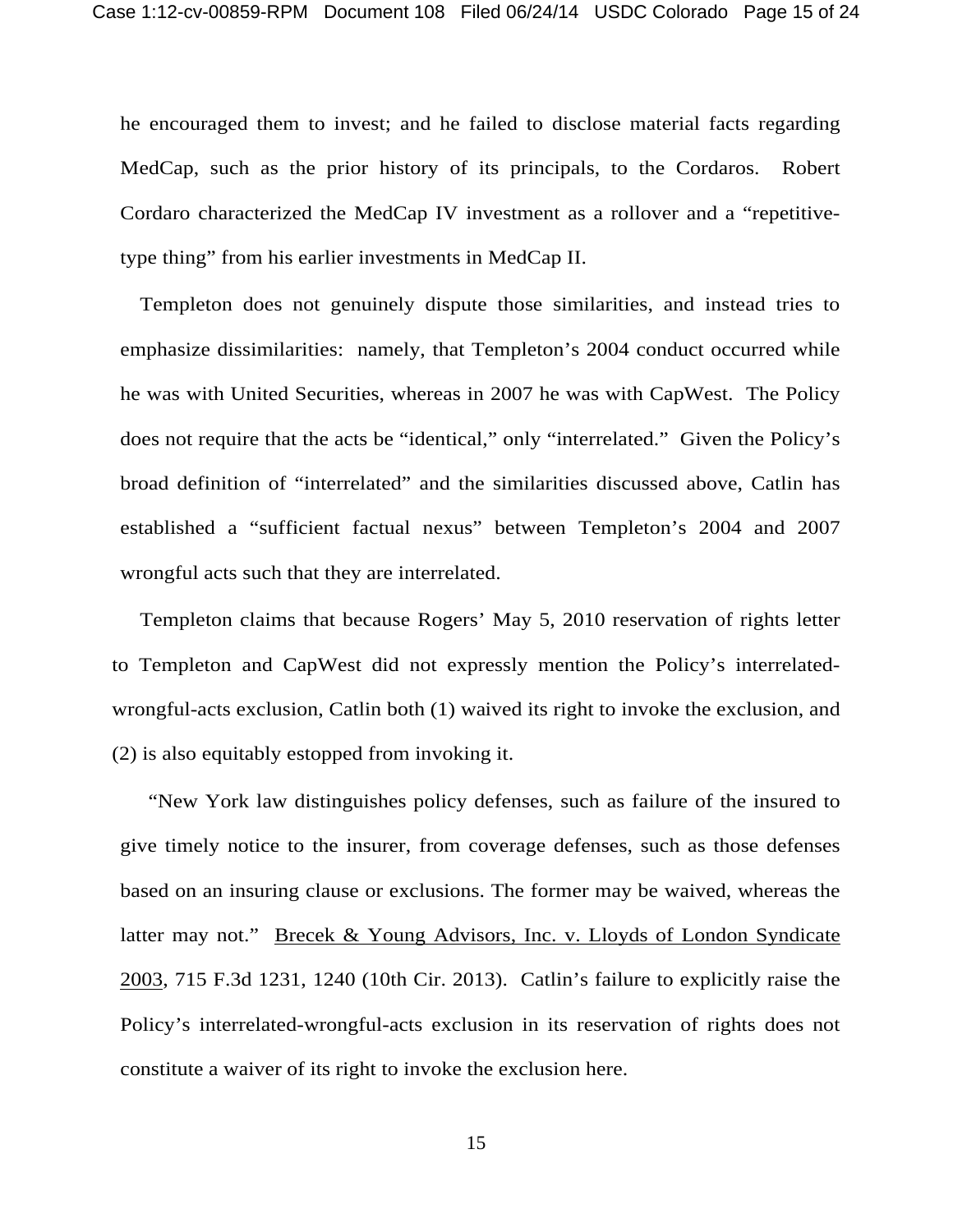he encouraged them to invest; and he failed to disclose material facts regarding MedCap, such as the prior history of its principals, to the Cordaros. Robert Cordaro characterized the MedCap IV investment as a rollover and a "repetitive-type thing" from his earlier investments in MedCap II.

Templeton does not genuinely dispute those similarities, and instead tries to emphasize dissimilarities: namely, that Templeton's 2004 conduct occurred while he was with United Securities, whereas in 2007 he was with CapWest. The Policy does not require that the acts be "identical," only "interrelated." Given the Policy's broad definition of "interrelated" and the similarities discussed above, Catlin has established a "sufficient factual nexus" between Templeton's 2004 and 2007 wrongful acts such that they are interrelated.

Templeton claims that because Rogers' May 5, 2010 reservation of rights letter to Templeton and CapWest did not expressly mention the Policy's interrelated-wrongful-acts exclusion, Catlin both (1) waived its right to invoke the exclusion, and (2) is also equitably estopped from invoking it.

"New York law distinguishes policy defenses, such as failure of the insured to give timely notice to the insurer, from coverage defenses, such as those defenses based on an insuring clause or exclusions. The former may be waived, whereas the latter may not." Brecek & Young Advisors, Inc. v. Lloyds of London Syndicate 2003, 715 F.3d 1231, 1240 (10th Cir. 2013). Catlin's failure to explicitly raise the Policy's interrelated-wrongful-acts exclusion in its reservation of rights does not constitute a waiver of its right to invoke the exclusion here.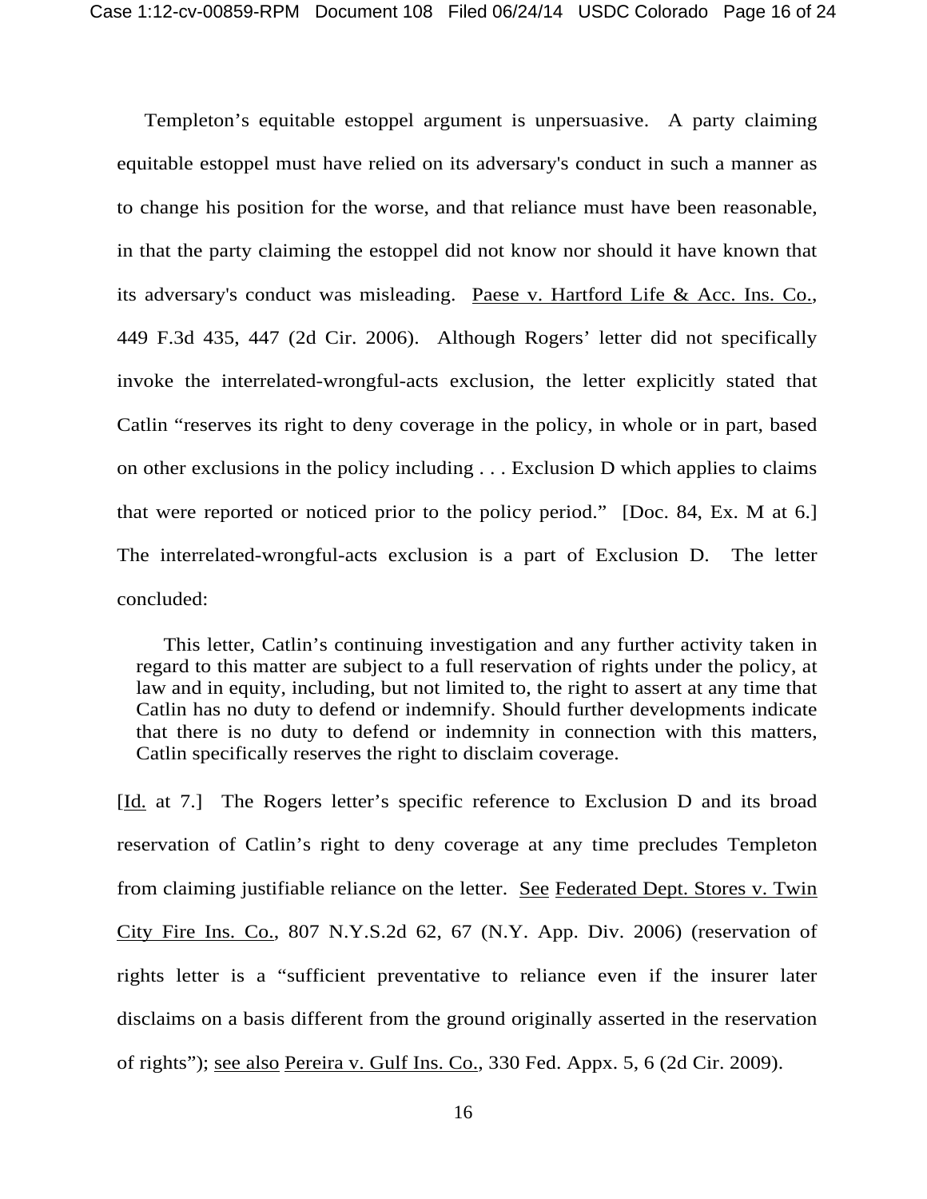Templeton's equitable estoppel argument is unpersuasive. A party claiming equitable estoppel must have relied on its adversary's conduct in such a manner as to change his position for the worse, and that reliance must have been reasonable, in that the party claiming the estoppel did not know nor should it have known that its adversary's conduct was misleading. Paese v. Hartford Life & Acc. Ins. Co., 449 F.3d 435, 447 (2d Cir. 2006). Although Rogers' letter did not specifically invoke the interrelated-wrongful-acts exclusion, the letter explicitly stated that Catlin "reserves its right to deny coverage in the policy, in whole or in part, based on other exclusions in the policy including . . . Exclusion D which applies to claims that were reported or noticed prior to the policy period." [Doc. 84, Ex. M at 6.] The interrelated-wrongful-acts exclusion is a part of Exclusion D. The letter concluded:

> This letter, Catlin's continuing investigation and any further activity taken in regard to this matter are subject to a full reservation of rights under the policy, at law and in equity, including, but not limited to, the right to assert at any time that Catlin has no duty to defend or indemnify. Should further developments indicate that there is no duty to defend or indemnity in connection with this matters, Catlin specifically reserves the right to disclaim coverage.

[Id. at 7.] The Rogers letter's specific reference to Exclusion D and its broad reservation of Catlin's right to deny coverage at any time precludes Templeton from claiming justifiable reliance on the letter. See Federated Dept. Stores v. Twin City Fire Ins. Co., 807 N.Y.S.2d 62, 67 (N.Y. App. Div. 2006) (reservation of rights letter is a "sufficient preventative to reliance even if the insurer later disclaims on a basis different from the ground originally asserted in the reservation of rights"); see also Pereira v. Gulf Ins. Co., 330 Fed. Appx. 5, 6 (2d Cir. 2009).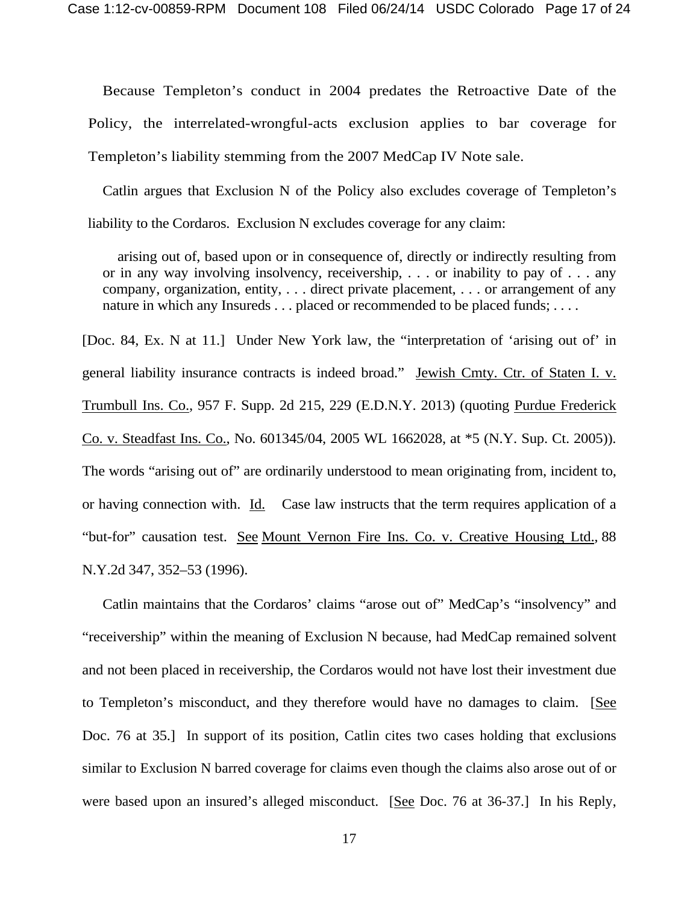Because Templeton's conduct in 2004 predates the Retroactive Date of the Policy, the interrelated-wrongful-acts exclusion applies to bar coverage for Templeton's liability stemming from the 2007 MedCap IV Note sale.

Catlin argues that Exclusion N of the Policy also excludes coverage of Templeton's liability to the Cordaros. Exclusion N excludes coverage for any claim:

> arising out of, based upon or in consequence of, directly or indirectly resulting from or in any way involving insolvency, receivership, . . . or inability to pay of . . . any company, organization, entity, . . . direct private placement, . . . or arrangement of any nature in which any Insureds . . . placed or recommended to be placed funds; . . . .

[Doc. 84, Ex. N at 11.] Under New York law, the "interpretation of 'arising out of' in general liability insurance contracts is indeed broad." Jewish Cmty. Ctr. of Staten I. v. Trumbull Ins. Co., 957 F. Supp. 2d 215, 229 (E.D.N.Y. 2013) (quoting Purdue Frederick Co. v. Steadfast Ins. Co., No. 601345/04, 2005 WL 1662028, at *5 (N.Y. Sup. Ct. 2005)). The words "arising out of" are ordinarily understood to mean originating from, incident to, or having connection with. Id. Case law instructs that the term requires application of a "but-for" causation test. See Mount Vernon Fire Ins. Co. v. Creative Housing Ltd., 88 N.Y.2d 347, 352–53 (1996).

Catlin maintains that the Cordaros' claims "arose out of" MedCap's "insolvency" and "receivership" within the meaning of Exclusion N because, had MedCap remained solvent and not been placed in receivership, the Cordaros would not have lost their investment due to Templeton's misconduct, and they therefore would have no damages to claim. [See Doc. 76 at 35.] In support of its position, Catlin cites two cases holding that exclusions similar to Exclusion N barred coverage for claims even though the claims also arose out of or were based upon an insured's alleged misconduct. [See Doc. 76 at 36-37.] In his Reply,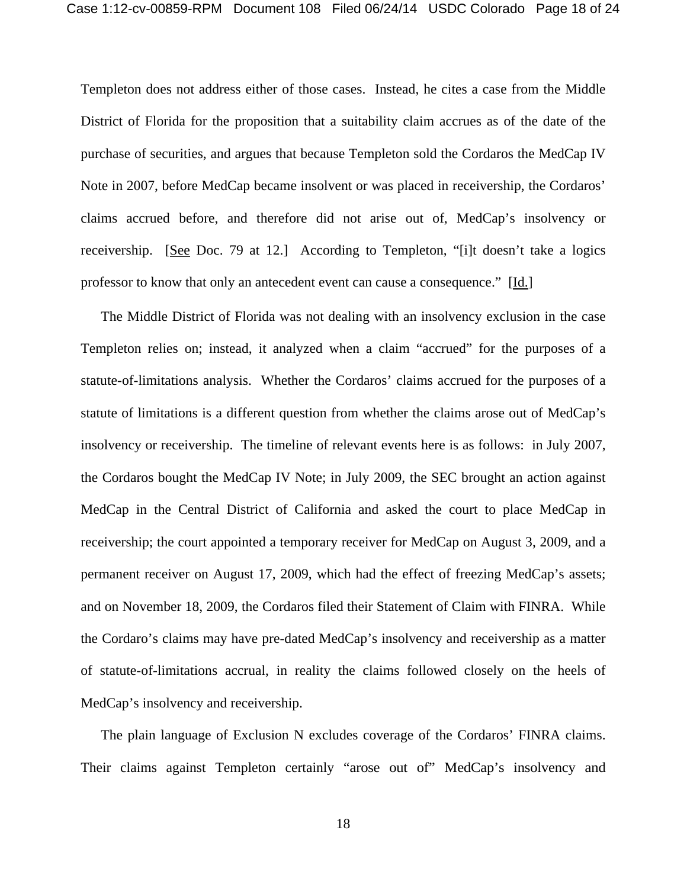Templeton does not address either of those cases. Instead, he cites a case from the Middle District of Florida for the proposition that a suitability claim accrues as of the date of the purchase of securities, and argues that because Templeton sold the Cordaros the MedCap IV Note in 2007, before MedCap became insolvent or was placed in receivership, the Cordaros' claims accrued before, and therefore did not arise out of, MedCap's insolvency or receivership. [See Doc. 79 at 12.] According to Templeton, "[i]t doesn't take a logics professor to know that only an antecedent event can cause a consequence." [Id.]

The Middle District of Florida was not dealing with an insolvency exclusion in the case Templeton relies on; instead, it analyzed when a claim "accrued" for the purposes of a statute-of-limitations analysis. Whether the Cordaros' claims accrued for the purposes of a statute of limitations is a different question from whether the claims arose out of MedCap's insolvency or receivership. The timeline of relevant events here is as follows: in July 2007, the Cordaros bought the MedCap IV Note; in July 2009, the SEC brought an action against MedCap in the Central District of California and asked the court to place MedCap in receivership; the court appointed a temporary receiver for MedCap on August 3, 2009, and a permanent receiver on August 17, 2009, which had the effect of freezing MedCap's assets; and on November 18, 2009, the Cordaros filed their Statement of Claim with FINRA. While the Cordaro's claims may have pre-dated MedCap's insolvency and receivership as a matter of statute-of-limitations accrual, in reality the claims followed closely on the heels of MedCap's insolvency and receivership.

The plain language of Exclusion N excludes coverage of the Cordaros' FINRA claims. Their claims against Templeton certainly "arose out of" MedCap's insolvency and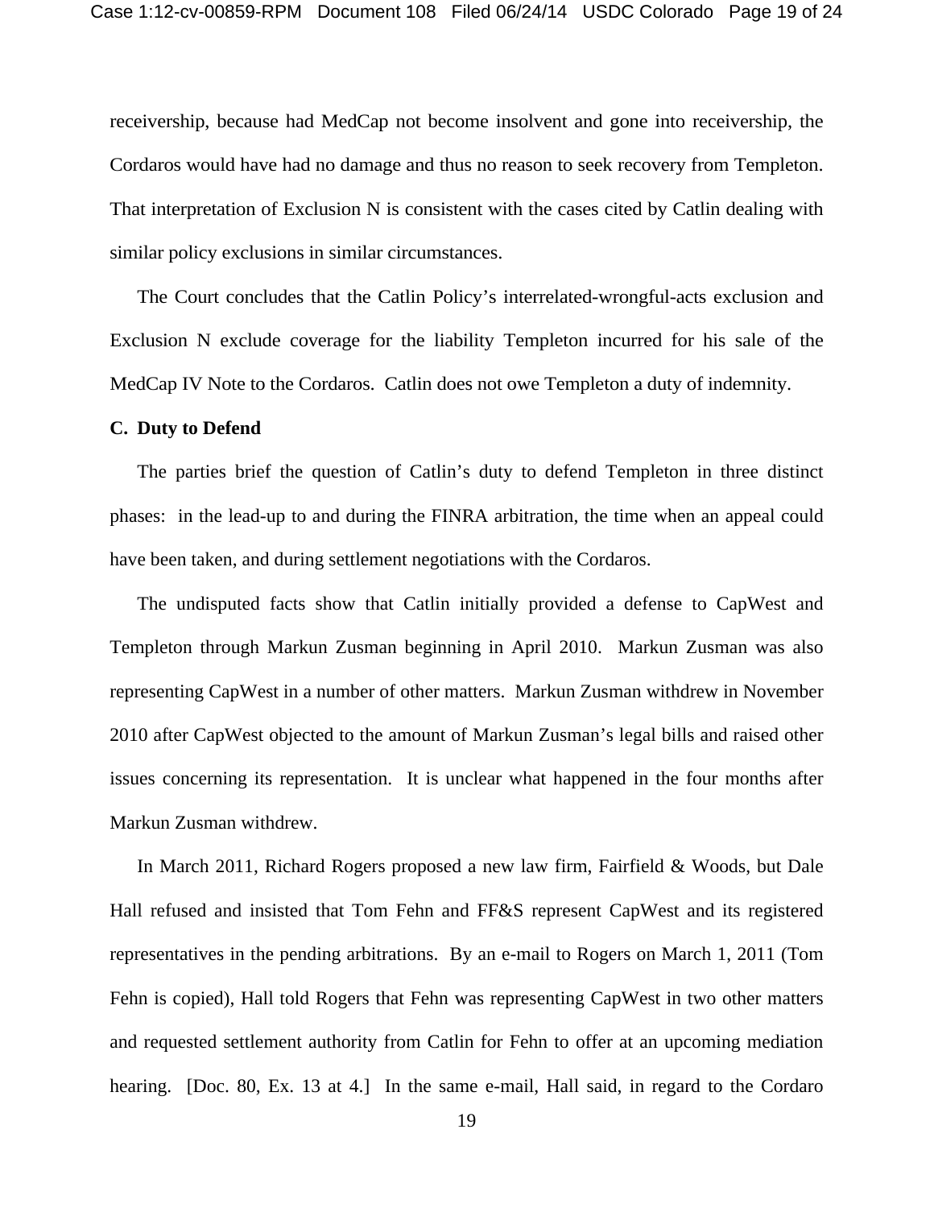receivership, because had MedCap not become insolvent and gone into receivership, the Cordaros would have had no damage and thus no reason to seek recovery from Templeton. That interpretation of Exclusion N is consistent with the cases cited by Catlin dealing with similar policy exclusions in similar circumstances.

The Court concludes that the Catlin Policy's interrelated-wrongful-acts exclusion and Exclusion N exclude coverage for the liability Templeton incurred for his sale of the MedCap IV Note to the Cordaros. Catlin does not owe Templeton a duty of indemnity.

**C. Duty to Defend**

The parties brief the question of Catlin's duty to defend Templeton in three distinct phases: in the lead-up to and during the FINRA arbitration, the time when an appeal could have been taken, and during settlement negotiations with the Cordaros.

The undisputed facts show that Catlin initially provided a defense to CapWest and Templeton through Markun Zusman beginning in April 2010. Markun Zusman was also representing CapWest in a number of other matters. Markun Zusman withdrew in November 2010 after CapWest objected to the amount of Markun Zusman's legal bills and raised other issues concerning its representation. It is unclear what happened in the four months after Markun Zusman withdrew.

In March 2011, Richard Rogers proposed a new law firm, Fairfield & Woods, but Dale Hall refused and insisted that Tom Fehn and FF&S represent CapWest and its registered representatives in the pending arbitrations. By an e-mail to Rogers on March 1, 2011 (Tom Fehn is copied), Hall told Rogers that Fehn was representing CapWest in two other matters and requested settlement authority from Catlin for Fehn to offer at an upcoming mediation hearing. [Doc. 80, Ex. 13 at 4.] In the same e-mail, Hall said, in regard to the Cordaro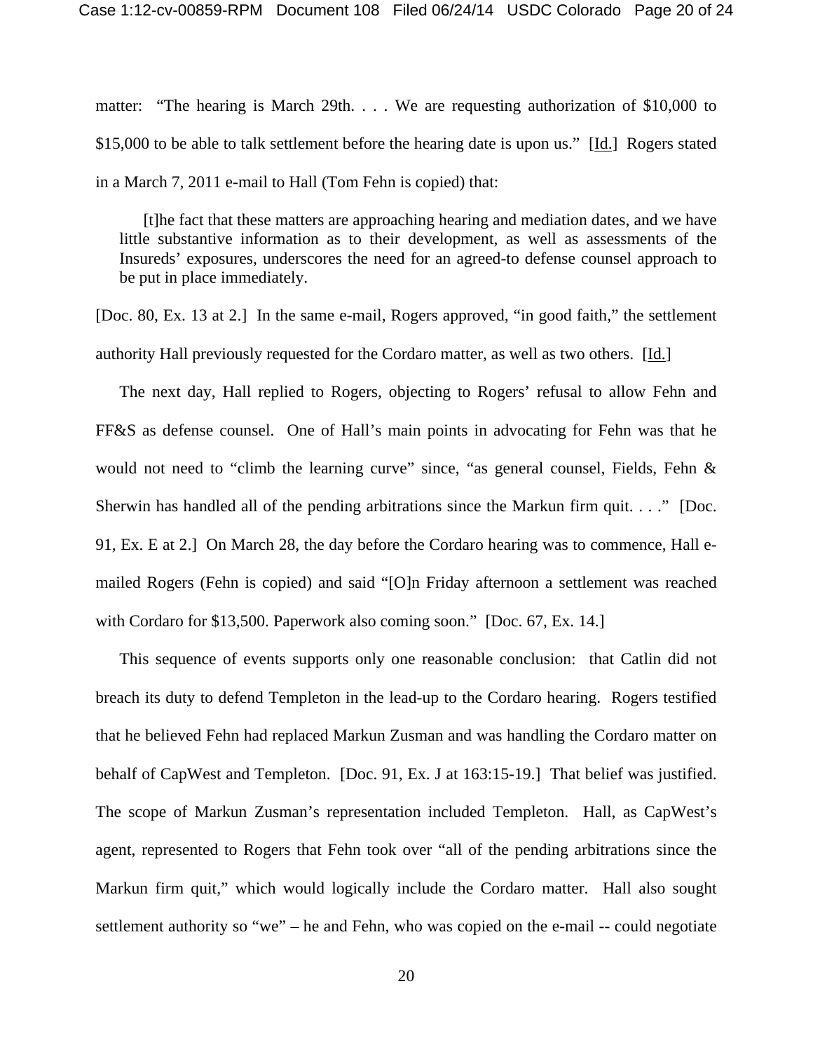matter: "The hearing is March 29th. . . . We are requesting authorization of $10,000 to $15,000 to be able to talk settlement before the hearing date is upon us." [Id.] Rogers stated in a March 7, 2011 e-mail to Hall (Tom Fehn is copied) that:

> [t]he fact that these matters are approaching hearing and mediation dates, and we have little substantive information as to their development, as well as assessments of the Insureds' exposures, underscores the need for an agreed-to defense counsel approach to be put in place immediately.

[Doc. 80, Ex. 13 at 2.] In the same e-mail, Rogers approved, "in good faith," the settlement authority Hall previously requested for the Cordaro matter, as well as two others. [Id.]

The next day, Hall replied to Rogers, objecting to Rogers' refusal to allow Fehn and FF&S as defense counsel. One of Hall's main points in advocating for Fehn was that he would not need to "climb the learning curve" since, "as general counsel, Fields, Fehn & Sherwin has handled all of the pending arbitrations since the Markun firm quit. . . ." [Doc. 91, Ex. E at 2.] On March 28, the day before the Cordaro hearing was to commence, Hall e-mailed Rogers (Fehn is copied) and said "[O]n Friday afternoon a settlement was reached with Cordaro for $13,500. Paperwork also coming soon." [Doc. 67, Ex. 14.]

This sequence of events supports only one reasonable conclusion: that Catlin did not breach its duty to defend Templeton in the lead-up to the Cordaro hearing. Rogers testified that he believed Fehn had replaced Markun Zusman and was handling the Cordaro matter on behalf of CapWest and Templeton. [Doc. 91, Ex. J at 163:15-19.] That belief was justified. The scope of Markun Zusman's representation included Templeton. Hall, as CapWest's agent, represented to Rogers that Fehn took over "all of the pending arbitrations since the Markun firm quit," which would logically include the Cordaro matter. Hall also sought settlement authority so "we" – he and Fehn, who was copied on the e-mail -- could negotiate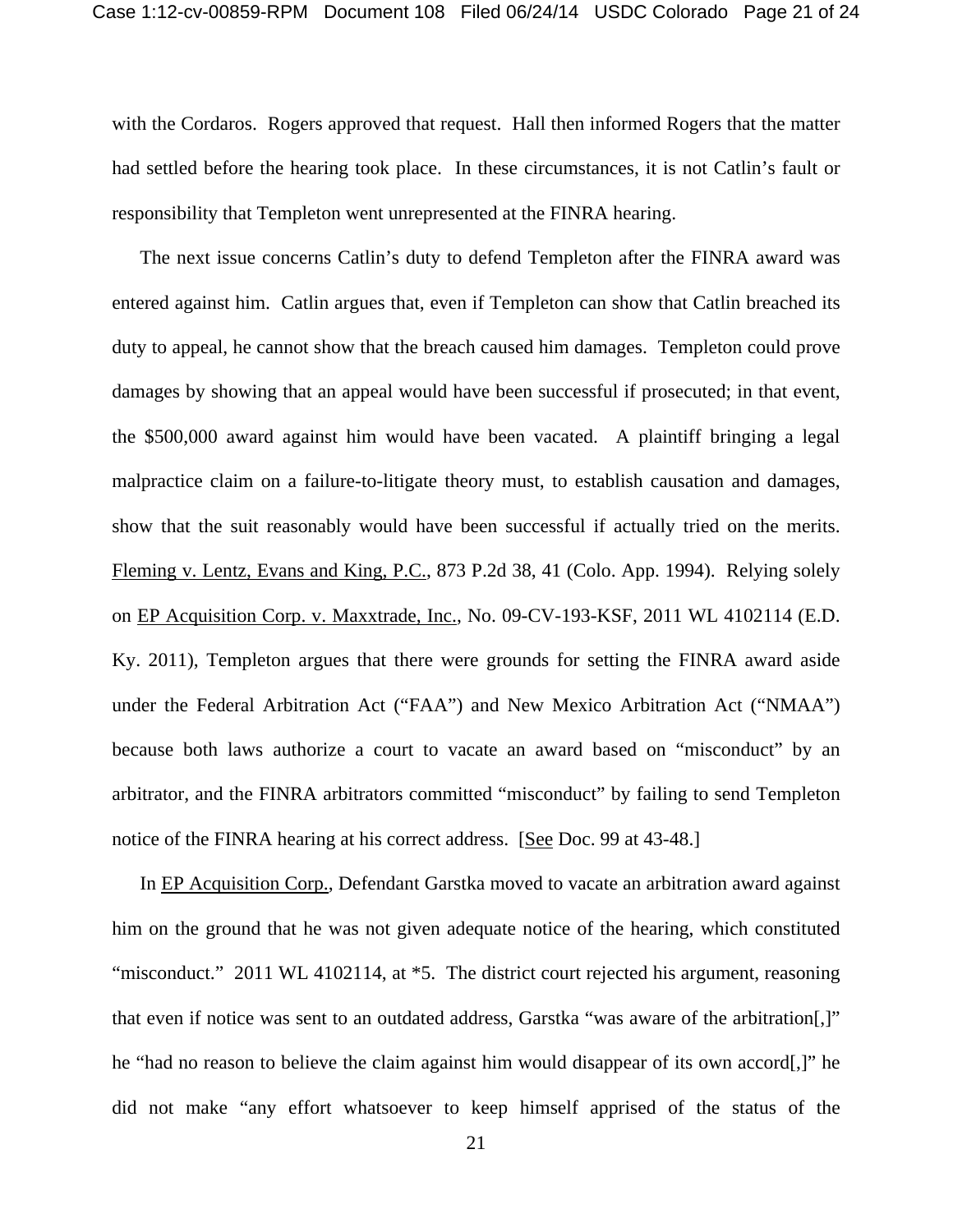with the Cordaros. Rogers approved that request. Hall then informed Rogers that the matter had settled before the hearing took place. In these circumstances, it is not Catlin's fault or responsibility that Templeton went unrepresented at the FINRA hearing.

The next issue concerns Catlin's duty to defend Templeton after the FINRA award was entered against him. Catlin argues that, even if Templeton can show that Catlin breached its duty to appeal, he cannot show that the breach caused him damages. Templeton could prove damages by showing that an appeal would have been successful if prosecuted; in that event, the $500,000 award against him would have been vacated. A plaintiff bringing a legal malpractice claim on a failure-to-litigate theory must, to establish causation and damages, show that the suit reasonably would have been successful if actually tried on the merits. Fleming v. Lentz, Evans and King, P.C., 873 P.2d 38, 41 (Colo. App. 1994). Relying solely on EP Acquisition Corp. v. Maxxtrade, Inc., No. 09-CV-193-KSF, 2011 WL 4102114 (E.D. Ky. 2011), Templeton argues that there were grounds for setting the FINRA award aside under the Federal Arbitration Act ("FAA") and New Mexico Arbitration Act ("NMAA") because both laws authorize a court to vacate an award based on "misconduct" by an arbitrator, and the FINRA arbitrators committed "misconduct" by failing to send Templeton notice of the FINRA hearing at his correct address. [See Doc. 99 at 43-48.]

In EP Acquisition Corp., Defendant Garstka moved to vacate an arbitration award against him on the ground that he was not given adequate notice of the hearing, which constituted "misconduct." 2011 WL 4102114, at *5. The district court rejected his argument, reasoning that even if notice was sent to an outdated address, Garstka "was aware of the arbitration[,]" he "had no reason to believe the claim against him would disappear of its own accord[,]" he did not make "any effort whatsoever to keep himself apprised of the status of the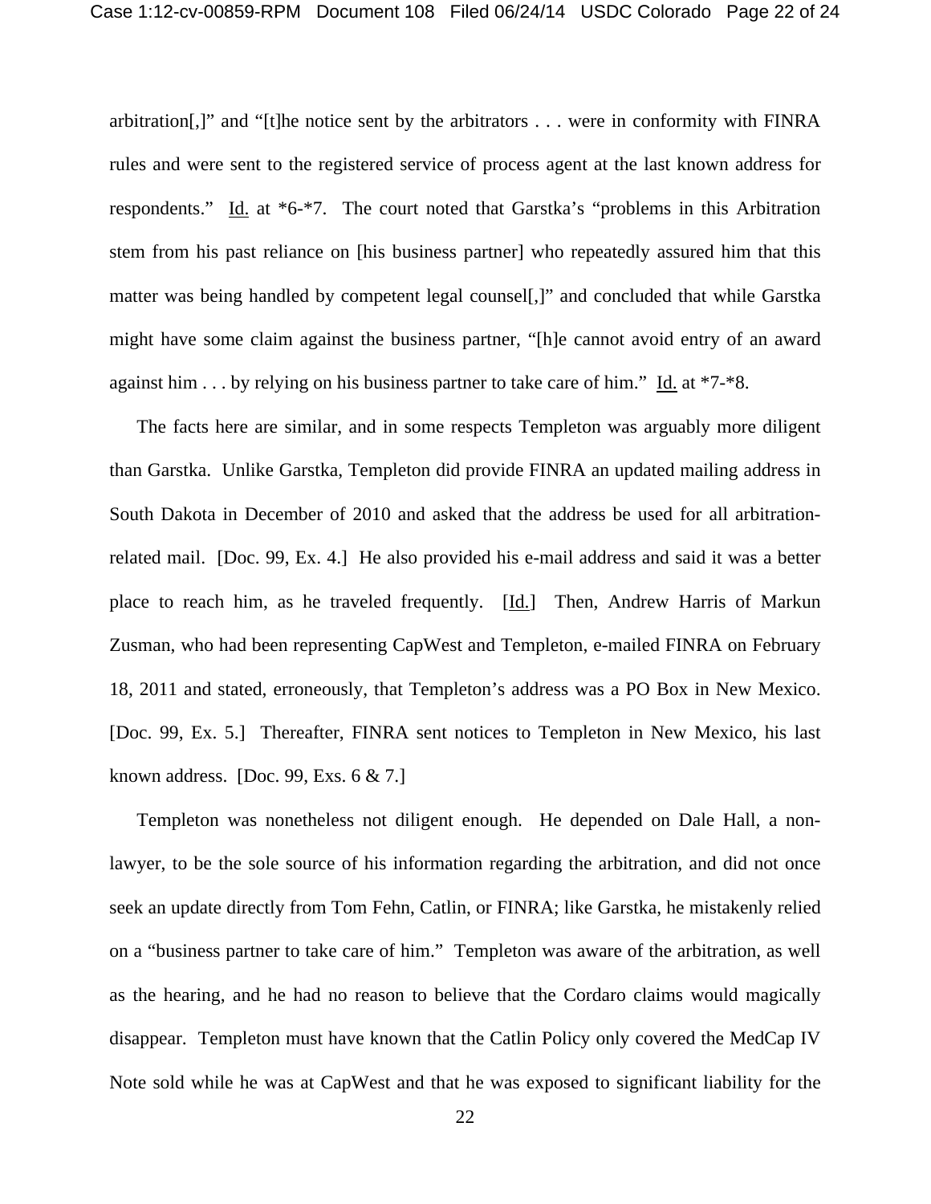arbitration[,]" and "[t]he notice sent by the arbitrators . . . were in conformity with FINRA rules and were sent to the registered service of process agent at the last known address for respondents." Id. at *6-*7. The court noted that Garstka's "problems in this Arbitration stem from his past reliance on [his business partner] who repeatedly assured him that this matter was being handled by competent legal counsel[,]" and concluded that while Garstka might have some claim against the business partner, "[h]e cannot avoid entry of an award against him . . . by relying on his business partner to take care of him." Id. at *7-*8.

The facts here are similar, and in some respects Templeton was arguably more diligent than Garstka. Unlike Garstka, Templeton did provide FINRA an updated mailing address in South Dakota in December of 2010 and asked that the address be used for all arbitration-related mail. [Doc. 99, Ex. 4.] He also provided his e-mail address and said it was a better place to reach him, as he traveled frequently. [Id.] Then, Andrew Harris of Markun Zusman, who had been representing CapWest and Templeton, e-mailed FINRA on February 18, 2011 and stated, erroneously, that Templeton's address was a PO Box in New Mexico. [Doc. 99, Ex. 5.] Thereafter, FINRA sent notices to Templeton in New Mexico, his last known address. [Doc. 99, Exs. 6 & 7.]

Templeton was nonetheless not diligent enough. He depended on Dale Hall, a non-lawyer, to be the sole source of his information regarding the arbitration, and did not once seek an update directly from Tom Fehn, Catlin, or FINRA; like Garstka, he mistakenly relied on a "business partner to take care of him." Templeton was aware of the arbitration, as well as the hearing, and he had no reason to believe that the Cordaro claims would magically disappear. Templeton must have known that the Catlin Policy only covered the MedCap IV Note sold while he was at CapWest and that he was exposed to significant liability for the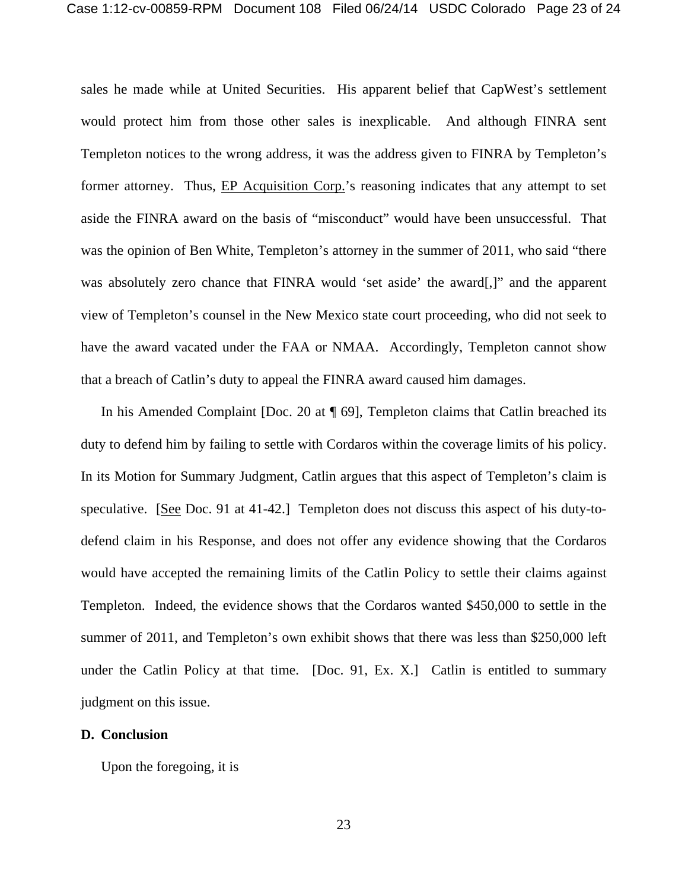sales he made while at United Securities. His apparent belief that CapWest's settlement would protect him from those other sales is inexplicable. And although FINRA sent Templeton notices to the wrong address, it was the address given to FINRA by Templeton's former attorney. Thus, EP Acquisition Corp.'s reasoning indicates that any attempt to set aside the FINRA award on the basis of "misconduct" would have been unsuccessful. That was the opinion of Ben White, Templeton's attorney in the summer of 2011, who said "there was absolutely zero chance that FINRA would 'set aside' the award[,]" and the apparent view of Templeton's counsel in the New Mexico state court proceeding, who did not seek to have the award vacated under the FAA or NMAA. Accordingly, Templeton cannot show that a breach of Catlin's duty to appeal the FINRA award caused him damages.

In his Amended Complaint [Doc. 20 at ¶ 69], Templeton claims that Catlin breached its duty to defend him by failing to settle with Cordaros within the coverage limits of his policy. In its Motion for Summary Judgment, Catlin argues that this aspect of Templeton's claim is speculative. [See Doc. 91 at 41-42.] Templeton does not discuss this aspect of his duty-to-defend claim in his Response, and does not offer any evidence showing that the Cordaros would have accepted the remaining limits of the Catlin Policy to settle their claims against Templeton. Indeed, the evidence shows that the Cordaros wanted $450,000 to settle in the summer of 2011, and Templeton's own exhibit shows that there was less than $250,000 left under the Catlin Policy at that time. [Doc. 91, Ex. X.] Catlin is entitled to summary judgment on this issue.

**D. Conclusion**

Upon the foregoing, it is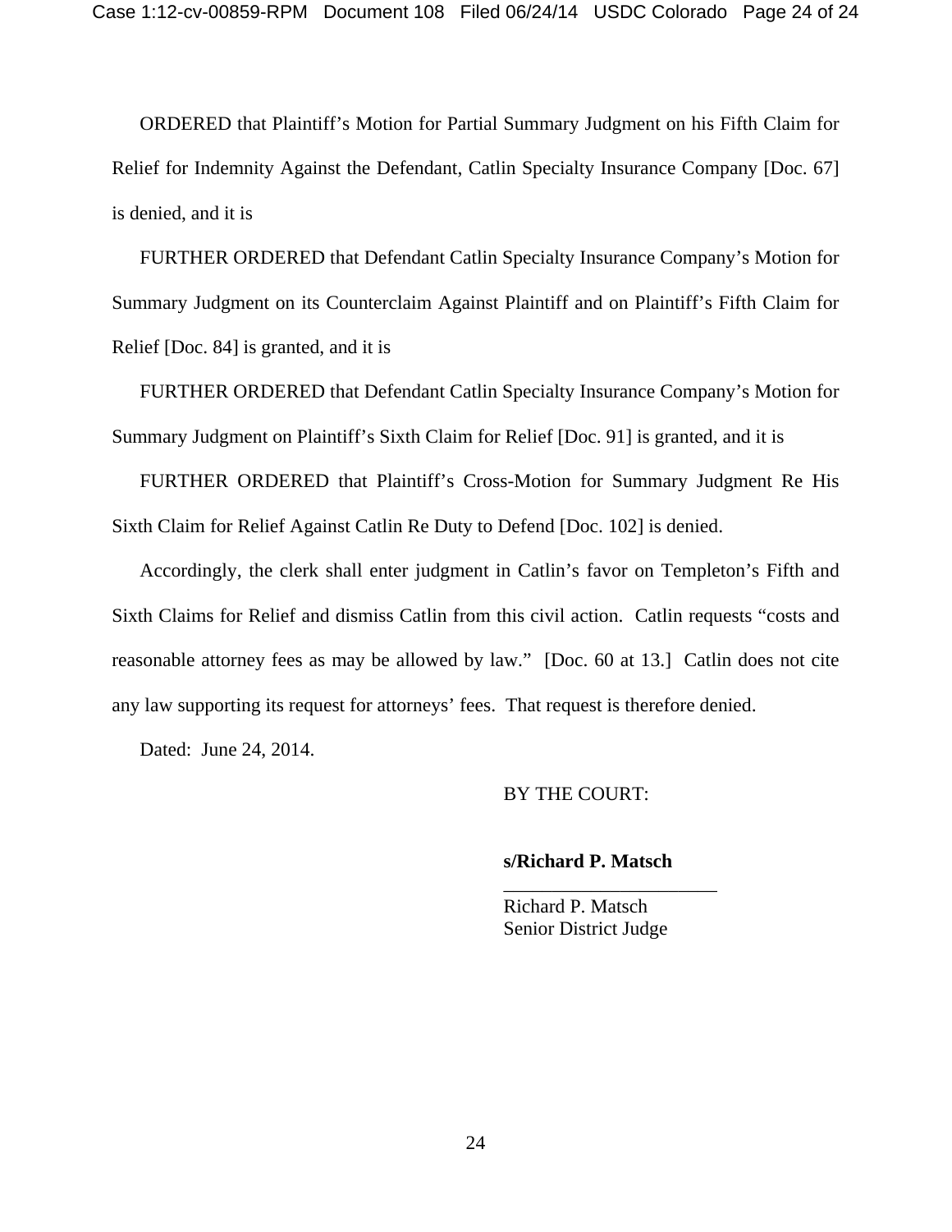ORDERED that Plaintiff's Motion for Partial Summary Judgment on his Fifth Claim for Relief for Indemnity Against the Defendant, Catlin Specialty Insurance Company [Doc. 67] is denied, and it is

FURTHER ORDERED that Defendant Catlin Specialty Insurance Company's Motion for Summary Judgment on its Counterclaim Against Plaintiff and on Plaintiff's Fifth Claim for Relief [Doc. 84] is granted, and it is

FURTHER ORDERED that Defendant Catlin Specialty Insurance Company's Motion for Summary Judgment on Plaintiff's Sixth Claim for Relief [Doc. 91] is granted, and it is

FURTHER ORDERED that Plaintiff's Cross-Motion for Summary Judgment Re His Sixth Claim for Relief Against Catlin Re Duty to Defend [Doc. 102] is denied.

Accordingly, the clerk shall enter judgment in Catlin's favor on Templeton's Fifth and Sixth Claims for Relief and dismiss Catlin from this civil action. Catlin requests "costs and reasonable attorney fees as may be allowed by law." [Doc. 60 at 13.] Catlin does not cite any law supporting its request for attorneys' fees. That request is therefore denied.

Dated: June 24, 2014.

BY THE COURT:

**s/Richard P. Matsch**

Richard P. Matsch
Senior District Judge